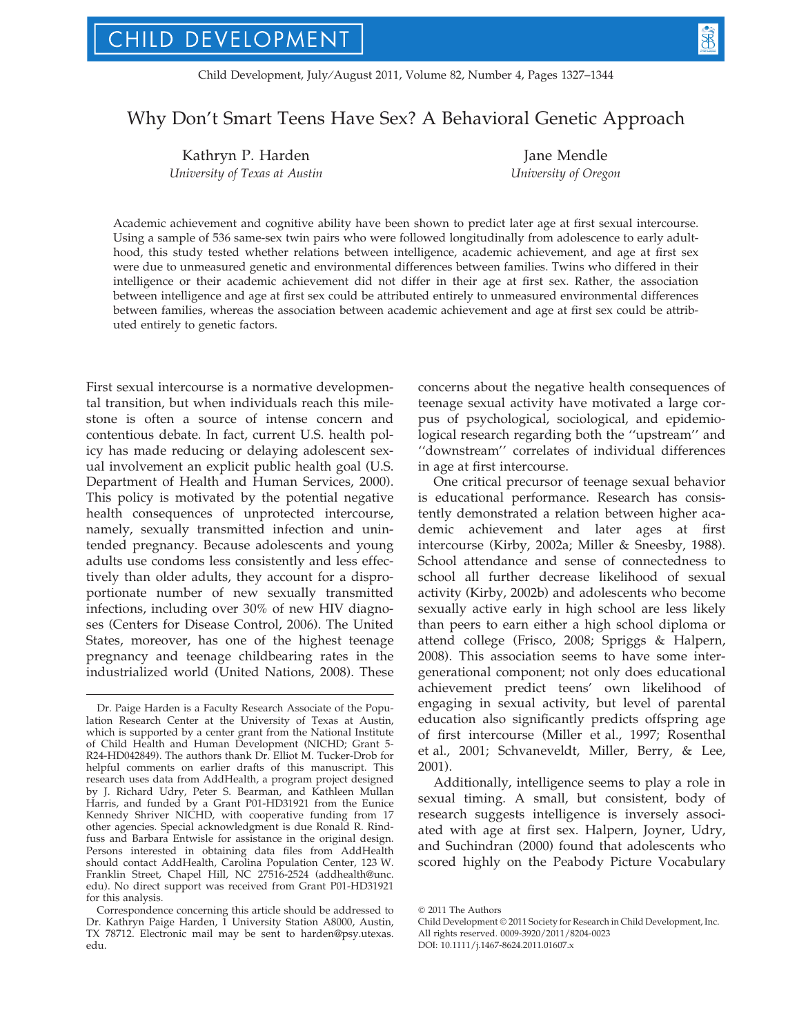# Why Don't Smart Teens Have Sex? A Behavioral Genetic Approach

Kathryn P. Harden
*University of Texas at Austin*

Jane Mendle
*University of Oregon*

Academic achievement and cognitive ability have been shown to predict later age at first sexual intercourse. Using a sample of 536 same-sex twin pairs who were followed longitudinally from adolescence to early adulthood, this study tested whether relations between intelligence, academic achievement, and age at first sex were due to unmeasured genetic and environmental differences between families. Twins who differed in their intelligence or their academic achievement did not differ in their age at first sex. Rather, the association between intelligence and age at first sex could be attributed entirely to unmeasured environmental differences between families, whereas the association between academic achievement and age at first sex could be attributed entirely to genetic factors.

First sexual intercourse is a normative developmental transition, but when individuals reach this milestone is often a source of intense concern and contentious debate. In fact, current U.S. health policy has made reducing or delaying adolescent sexual involvement an explicit public health goal (U.S. Department of Health and Human Services, 2000). This policy is motivated by the potential negative health consequences of unprotected intercourse, namely, sexually transmitted infection and unintended pregnancy. Because adolescents and young adults use condoms less consistently and less effectively than older adults, they account for a disproportionate number of new sexually transmitted infections, including over 30% of new HIV diagnoses (Centers for Disease Control, 2006). The United States, moreover, has one of the highest teenage pregnancy and teenage childbearing rates in the industrialized world (United Nations, 2008). These concerns about the negative health consequences of teenage sexual activity have motivated a large corpus of psychological, sociological, and epidemiological research regarding both the ''upstream'' and ''downstream'' correlates of individual differences in age at first intercourse.

One critical precursor of teenage sexual behavior is educational performance. Research has consistently demonstrated a relation between higher academic achievement and later ages at first intercourse (Kirby, 2002a; Miller & Sneesby, 1988). School attendance and sense of connectedness to school all further decrease likelihood of sexual activity (Kirby, 2002b) and adolescents who become sexually active early in high school are less likely than peers to earn either a high school diploma or attend college (Frisco, 2008; Spriggs & Halpern, 2008). This association seems to have some intergenerational component; not only does educational achievement predict teens' own likelihood of engaging in sexual activity, but level of parental education also significantly predicts offspring age of first intercourse (Miller et al., 1997; Rosenthal et al., 2001; Schvaneveldt, Miller, Berry, & Lee, 2001).

Additionally, intelligence seems to play a role in sexual timing. A small, but consistent, body of research suggests intelligence is inversely associated with age at first sex. Halpern, Joyner, Udry, and Suchindran (2000) found that adolescents who scored highly on the Peabody Picture Vocabulary

---

Dr. Paige Harden is a Faculty Research Associate of the Population Research Center at the University of Texas at Austin, which is supported by a center grant from the National Institute of Child Health and Human Development (NICHD; Grant 5-R24-HD042849). The authors thank Dr. Elliot M. Tucker-Drob for helpful comments on earlier drafts of this manuscript. This research uses data from AddHealth, a program project designed by J. Richard Udry, Peter S. Bearman, and Kathleen Mullan Harris, and funded by a Grant P01-HD31921 from the Eunice Kennedy Shriver NICHD, with cooperative funding from 17 other agencies. Special acknowledgment is due Ronald R. Rindfuss and Barbara Entwisle for assistance in the original design. Persons interested in obtaining data files from AddHealth should contact AddHealth, Carolina Population Center, 123 W. Franklin Street, Chapel Hill, NC 27516-2524 (addhealth@unc.edu). No direct support was received from Grant P01-HD31921 for this analysis.

Correspondence concerning this article should be addressed to Dr. Kathryn Paige Harden, 1 University Station A8000, Austin, TX 78712. Electronic mail may be sent to harden@psy.utexas.edu.

© 2011 The Authors
Child Development © 2011 Society for Research in Child Development, Inc.
All rights reserved. 0009-3920/2011/8204-0023
DOI: 10.1111/j.1467-8624.2011.01607.x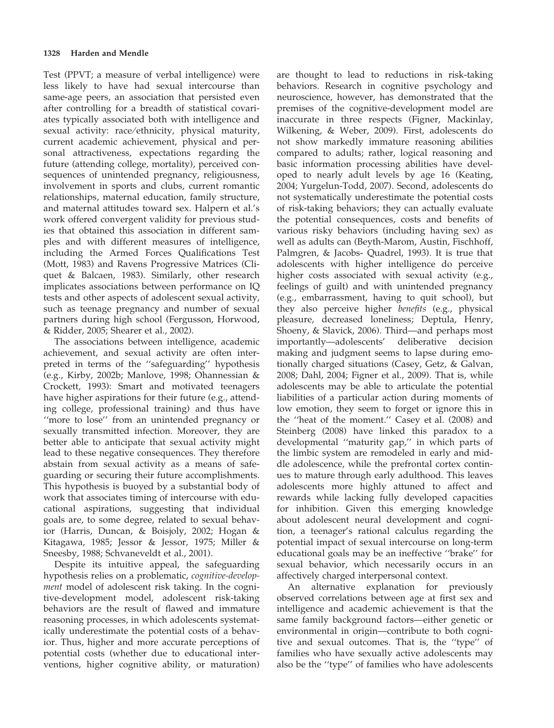Test (PPVT; a measure of verbal intelligence) were less likely to have had sexual intercourse than same-age peers, an association that persisted even after controlling for a breadth of statistical covariates typically associated both with intelligence and sexual activity: race/ethnicity, physical maturity, current academic achievement, physical and personal attractiveness, expectations regarding the future (attending college, mortality), perceived consequences of unintended pregnancy, religiousness, involvement in sports and clubs, current romantic relationships, maternal education, family structure, and maternal attitudes toward sex. Halpern et al.'s work offered convergent validity for previous studies that obtained this association in different samples and with different measures of intelligence, including the Armed Forces Qualifications Test (Mott, 1983) and Ravens Progressive Matrices (Cliquet & Balcaen, 1983). Similarly, other research implicates associations between performance on IQ tests and other aspects of adolescent sexual activity, such as teenage pregnancy and number of sexual partners during high school (Fergusson, Horwood, & Ridder, 2005; Shearer et al., 2002).

The associations between intelligence, academic achievement, and sexual activity are often interpreted in terms of the ''safeguarding'' hypothesis (e.g., Kirby, 2002b; Manlove, 1998; Ohannessian & Crockett, 1993): Smart and motivated teenagers have higher aspirations for their future (e.g., attending college, professional training) and thus have ''more to lose'' from an unintended pregnancy or sexually transmitted infection. Moreover, they are better able to anticipate that sexual activity might lead to these negative consequences. They therefore abstain from sexual activity as a means of safeguarding or securing their future accomplishments. This hypothesis is buoyed by a substantial body of work that associates timing of intercourse with educational aspirations, suggesting that individual goals are, to some degree, related to sexual behavior (Harris, Duncan, & Boisjoly, 2002; Hogan & Kitagawa, 1985; Jessor & Jessor, 1975; Miller & Sneesby, 1988; Schvaneveldt et al., 2001).

Despite its intuitive appeal, the safeguarding hypothesis relies on a problematic, *cognitive-development* model of adolescent risk taking. In the cognitive-development model, adolescent risk-taking behaviors are the result of flawed and immature reasoning processes, in which adolescents systematically underestimate the potential costs of a behavior. Thus, higher and more accurate perceptions of potential costs (whether due to educational interventions, higher cognitive ability, or maturation) are thought to lead to reductions in risk-taking behaviors. Research in cognitive psychology and neuroscience, however, has demonstrated that the premises of the cognitive-development model are inaccurate in three respects (Figner, Mackinlay, Wilkening, & Weber, 2009). First, adolescents do not show markedly immature reasoning abilities compared to adults; rather, logical reasoning and basic information processing abilities have developed to nearly adult levels by age 16 (Keating, 2004; Yurgelun-Todd, 2007). Second, adolescents do not systematically underestimate the potential costs of risk-taking behaviors; they can actually evaluate the potential consequences, costs and benefits of various risky behaviors (including having sex) as well as adults can (Beyth-Marom, Austin, Fischhoff, Palmgren, & Jacobs- Quadrel, 1993). It is true that adolescents with higher intelligence do perceive higher costs associated with sexual activity (e.g., feelings of guilt) and with unintended pregnancy (e.g., embarrassment, having to quit school), but they also perceive higher *benefits* (e.g., physical pleasure, decreased loneliness; Deptula, Henry, Shoeny, & Slavick, 2006). Third—and perhaps most importantly—adolescents' deliberative decision making and judgment seems to lapse during emotionally charged situations (Casey, Getz, & Galvan, 2008; Dahl, 2004; Figner et al., 2009). That is, while adolescents may be able to articulate the potential liabilities of a particular action during moments of low emotion, they seem to forget or ignore this in the ''heat of the moment.'' Casey et al. (2008) and Steinberg (2008) have linked this paradox to a developmental ''maturity gap,'' in which parts of the limbic system are remodeled in early and middle adolescence, while the prefrontal cortex continues to mature through early adulthood. This leaves adolescents more highly attuned to affect and rewards while lacking fully developed capacities for inhibition. Given this emerging knowledge about adolescent neural development and cognition, a teenager's rational calculus regarding the potential impact of sexual intercourse on long-term educational goals may be an ineffective ''brake'' for sexual behavior, which necessarily occurs in an affectively charged interpersonal context.

An alternative explanation for previously observed correlations between age at first sex and intelligence and academic achievement is that the same family background factors—either genetic or environmental in origin—contribute to both cognitive and sexual outcomes. That is, the ''type'' of families who have sexually active adolescents may also be the ''type'' of families who have adolescents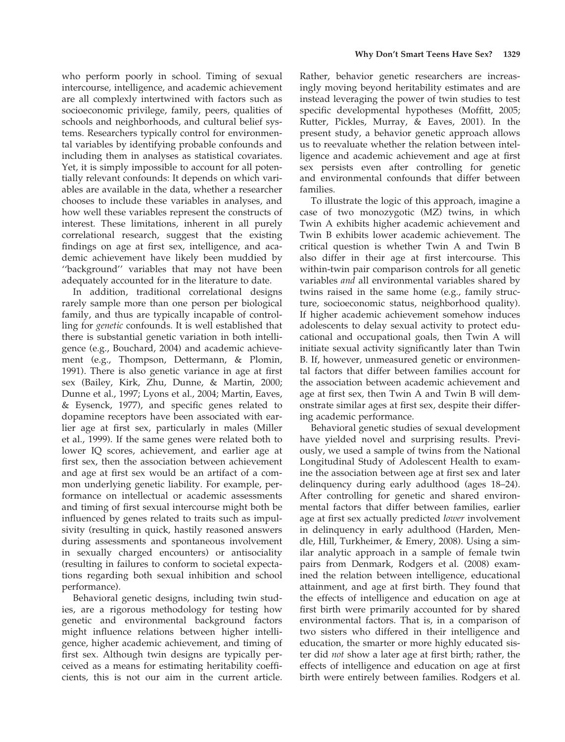who perform poorly in school. Timing of sexual intercourse, intelligence, and academic achievement are all complexly intertwined with factors such as socioeconomic privilege, family, peers, qualities of schools and neighborhoods, and cultural belief systems. Researchers typically control for environmental variables by identifying probable confounds and including them in analyses as statistical covariates. Yet, it is simply impossible to account for all potentially relevant confounds: It depends on which variables are available in the data, whether a researcher chooses to include these variables in analyses, and how well these variables represent the constructs of interest. These limitations, inherent in all purely correlational research, suggest that the existing findings on age at first sex, intelligence, and academic achievement have likely been muddied by ''background'' variables that may not have been adequately accounted for in the literature to date.

In addition, traditional correlational designs rarely sample more than one person per biological family, and thus are typically incapable of controlling for *genetic* confounds. It is well established that there is substantial genetic variation in both intelligence (e.g., Bouchard, 2004) and academic achievement (e.g., Thompson, Dettermann, & Plomin, 1991). There is also genetic variance in age at first sex (Bailey, Kirk, Zhu, Dunne, & Martin, 2000; Dunne et al., 1997; Lyons et al., 2004; Martin, Eaves, & Eysenck, 1977), and specific genes related to dopamine receptors have been associated with earlier age at first sex, particularly in males (Miller et al., 1999). If the same genes were related both to lower IQ scores, achievement, and earlier age at first sex, then the association between achievement and age at first sex would be an artifact of a common underlying genetic liability. For example, performance on intellectual or academic assessments and timing of first sexual intercourse might both be influenced by genes related to traits such as impulsivity (resulting in quick, hastily reasoned answers during assessments and spontaneous involvement in sexually charged encounters) or antisociality (resulting in failures to conform to societal expectations regarding both sexual inhibition and school performance).

Behavioral genetic designs, including twin studies, are a rigorous methodology for testing how genetic and environmental background factors might influence relations between higher intelligence, higher academic achievement, and timing of first sex. Although twin designs are typically perceived as a means for estimating heritability coefficients, this is not our aim in the current article. Rather, behavior genetic researchers are increasingly moving beyond heritability estimates and are instead leveraging the power of twin studies to test specific developmental hypotheses (Moffitt, 2005; Rutter, Pickles, Murray, & Eaves, 2001). In the present study, a behavior genetic approach allows us to reevaluate whether the relation between intelligence and academic achievement and age at first sex persists even after controlling for genetic and environmental confounds that differ between families.

To illustrate the logic of this approach, imagine a case of two monozygotic (MZ) twins, in which Twin A exhibits higher academic achievement and Twin B exhibits lower academic achievement. The critical question is whether Twin A and Twin B also differ in their age at first intercourse. This within-twin pair comparison controls for all genetic variables *and* all environmental variables shared by twins raised in the same home (e.g., family structure, socioeconomic status, neighborhood quality). If higher academic achievement somehow induces adolescents to delay sexual activity to protect educational and occupational goals, then Twin A will initiate sexual activity significantly later than Twin B. If, however, unmeasured genetic or environmental factors that differ between families account for the association between academic achievement and age at first sex, then Twin A and Twin B will demonstrate similar ages at first sex, despite their differing academic performance.

Behavioral genetic studies of sexual development have yielded novel and surprising results. Previously, we used a sample of twins from the National Longitudinal Study of Adolescent Health to examine the association between age at first sex and later delinquency during early adulthood (ages 18–24). After controlling for genetic and shared environmental factors that differ between families, earlier age at first sex actually predicted *lower* involvement in delinquency in early adulthood (Harden, Mendle, Hill, Turkheimer, & Emery, 2008). Using a similar analytic approach in a sample of female twin pairs from Denmark, Rodgers et al. (2008) examined the relation between intelligence, educational attainment, and age at first birth. They found that the effects of intelligence and education on age at first birth were primarily accounted for by shared environmental factors. That is, in a comparison of two sisters who differed in their intelligence and education, the smarter or more highly educated sister did *not* show a later age at first birth; rather, the effects of intelligence and education on age at first birth were entirely between families. Rodgers et al.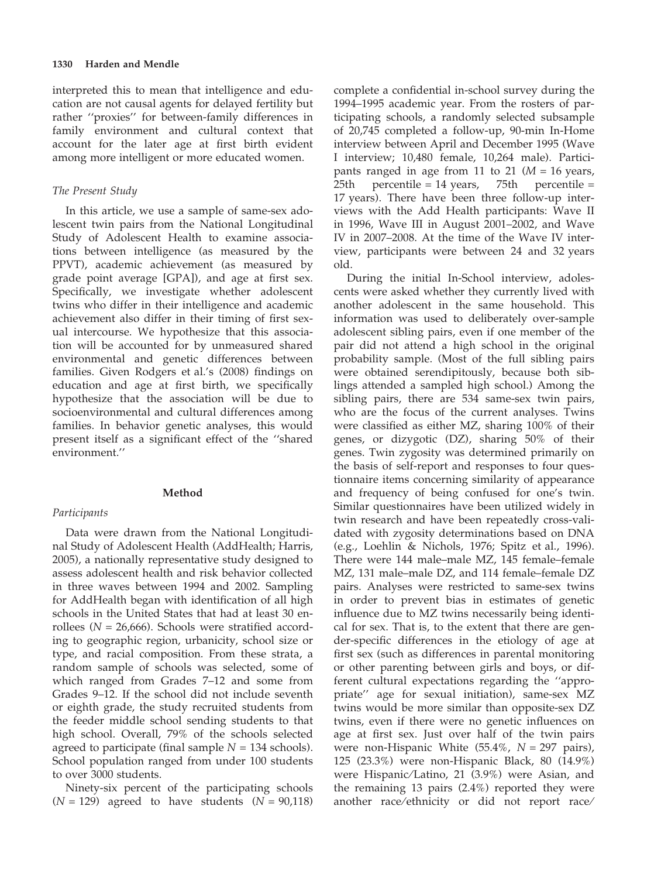interpreted this to mean that intelligence and education are not causal agents for delayed fertility but rather ''proxies'' for between-family differences in family environment and cultural context that account for the later age at first birth evident among more intelligent or more educated women.

### The Present Study

In this article, we use a sample of same-sex adolescent twin pairs from the National Longitudinal Study of Adolescent Health to examine associations between intelligence (as measured by the PPVT), academic achievement (as measured by grade point average [GPA]), and age at first sex. Specifically, we investigate whether adolescent twins who differ in their intelligence and academic achievement also differ in their timing of first sexual intercourse. We hypothesize that this association will be accounted for by unmeasured shared environmental and genetic differences between families. Given Rodgers et al.'s (2008) findings on education and age at first birth, we specifically hypothesize that the association will be due to socioenvironmental and cultural differences among families. In behavior genetic analyses, this would present itself as a significant effect of the ''shared environment.''

## Method

### Participants

Data were drawn from the National Longitudinal Study of Adolescent Health (AddHealth; Harris, 2005), a nationally representative study designed to assess adolescent health and risk behavior collected in three waves between 1994 and 2002. Sampling for AddHealth began with identification of all high schools in the United States that had at least 30 enrollees ($N$ = 26,666). Schools were stratified according to geographic region, urbanicity, school size or type, and racial composition. From these strata, a random sample of schools was selected, some of which ranged from Grades 7–12 and some from Grades 9–12. If the school did not include seventh or eighth grade, the study recruited students from the feeder middle school sending students to that high school. Overall, 79% of the schools selected agreed to participate (final sample $N$ = 134 schools). School population ranged from under 100 students to over 3000 students.

Ninety-six percent of the participating schools ($N$ = 129) agreed to have students ($N$ = 90,118) complete a confidential in-school survey during the 1994–1995 academic year. From the rosters of participating schools, a randomly selected subsample of 20,745 completed a follow-up, 90-min In-Home interview between April and December 1995 (Wave I interview; 10,480 female, 10,264 male). Participants ranged in age from 11 to 21 ($M$ = 16 years, 25th percentile = 14 years, 75th percentile = 17 years). There have been three follow-up interviews with the Add Health participants: Wave II in 1996, Wave III in August 2001–2002, and Wave IV in 2007–2008. At the time of the Wave IV interview, participants were between 24 and 32 years old.

During the initial In-School interview, adolescents were asked whether they currently lived with another adolescent in the same household. This information was used to deliberately over-sample adolescent sibling pairs, even if one member of the pair did not attend a high school in the original probability sample. (Most of the full sibling pairs were obtained serendipitously, because both siblings attended a sampled high school.) Among the sibling pairs, there are 534 same-sex twin pairs, who are the focus of the current analyses. Twins were classified as either MZ, sharing 100% of their genes, or dizygotic (DZ), sharing 50% of their genes. Twin zygosity was determined primarily on the basis of self-report and responses to four questionnaire items concerning similarity of appearance and frequency of being confused for one's twin. Similar questionnaires have been utilized widely in twin research and have been repeatedly cross-validated with zygosity determinations based on DNA (e.g., Loehlin & Nichols, 1976; Spitz et al., 1996). There were 144 male–male MZ, 145 female–female MZ, 131 male–male DZ, and 114 female–female DZ pairs. Analyses were restricted to same-sex twins in order to prevent bias in estimates of genetic influence due to MZ twins necessarily being identical for sex. That is, to the extent that there are gender-specific differences in the etiology of age at first sex (such as differences in parental monitoring or other parenting between girls and boys, or different cultural expectations regarding the ''appropriate'' age for sexual initiation), same-sex MZ twins would be more similar than opposite-sex DZ twins, even if there were no genetic influences on age at first sex. Just over half of the twin pairs were non-Hispanic White (55.4%, $N$ = 297 pairs), 125 (23.3%) were non-Hispanic Black, 80 (14.9%) were Hispanic/Latino, 21 (3.9%) were Asian, and the remaining 13 pairs (2.4%) reported they were another race/ethnicity or did not report race/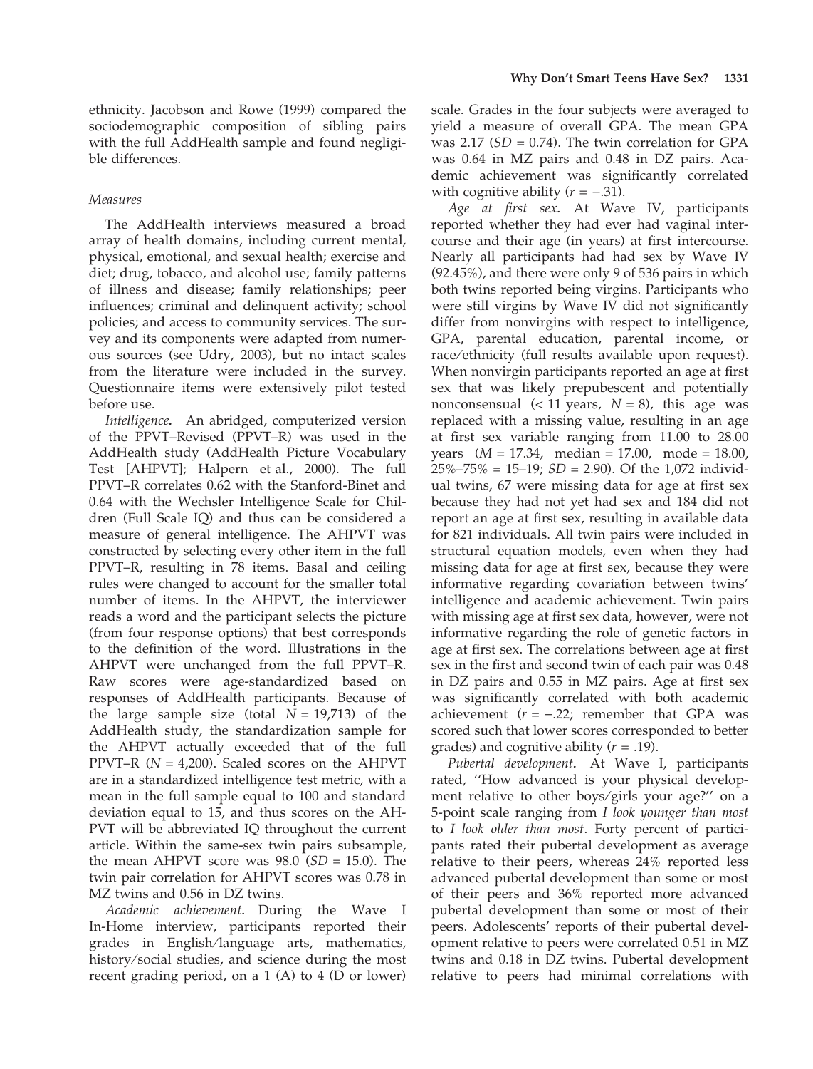ethnicity. Jacobson and Rowe (1999) compared the sociodemographic composition of sibling pairs with the full AddHealth sample and found negligible differences.

### Measures

The AddHealth interviews measured a broad array of health domains, including current mental, physical, emotional, and sexual health; exercise and diet; drug, tobacco, and alcohol use; family patterns of illness and disease; family relationships; peer influences; criminal and delinquent activity; school policies; and access to community services. The survey and its components were adapted from numerous sources (see Udry, 2003), but no intact scales from the literature were included in the survey. Questionnaire items were extensively pilot tested before use.

*Intelligence*. An abridged, computerized version of the PPVT–Revised (PPVT–R) was used in the AddHealth study (AddHealth Picture Vocabulary Test [AHPVT]; Halpern et al., 2000). The full PPVT–R correlates 0.62 with the Stanford-Binet and 0.64 with the Wechsler Intelligence Scale for Children (Full Scale IQ) and thus can be considered a measure of general intelligence. The AHPVT was constructed by selecting every other item in the full PPVT–R, resulting in 78 items. Basal and ceiling rules were changed to account for the smaller total number of items. In the AHPVT, the interviewer reads a word and the participant selects the picture (from four response options) that best corresponds to the definition of the word. Illustrations in the AHPVT were unchanged from the full PPVT–R. Raw scores were age-standardized based on responses of AddHealth participants. Because of the large sample size (total $N = 19{,}713$) of the AddHealth study, the standardization sample for the AHPVT actually exceeded that of the full PPVT–R ($N = 4{,}200$). Scaled scores on the AHPVT are in a standardized intelligence test metric, with a mean in the full sample equal to 100 and standard deviation equal to 15, and thus scores on the AHPVT will be abbreviated IQ throughout the current article. Within the same-sex twin pairs subsample, the mean AHPVT score was 98.0 ($SD = 15.0$). The twin pair correlation for AHPVT scores was 0.78 in MZ twins and 0.56 in DZ twins.

*Academic achievement*. During the Wave I In-Home interview, participants reported their grades in English/language arts, mathematics, history/social studies, and science during the most recent grading period, on a 1 (A) to 4 (D or lower) scale. Grades in the four subjects were averaged to yield a measure of overall GPA. The mean GPA was 2.17 ($SD = 0.74$). The twin correlation for GPA was 0.64 in MZ pairs and 0.48 in DZ pairs. Academic achievement was significantly correlated with cognitive ability ($r = -.31$).

*Age at first sex*. At Wave IV, participants reported whether they had ever had vaginal intercourse and their age (in years) at first intercourse. Nearly all participants had had sex by Wave IV (92.45%), and there were only 9 of 536 pairs in which both twins reported being virgins. Participants who were still virgins by Wave IV did not significantly differ from nonvirgins with respect to intelligence, GPA, parental education, parental income, or race/ethnicity (full results available upon request). When nonvirgin participants reported an age at first sex that was likely prepubescent and potentially nonconsensual (< 11 years, $N = 8$), this age was replaced with a missing value, resulting in an age at first sex variable ranging from 11.00 to 28.00 years ($M = 17.34$, median = 17.00, mode = 18.00, 25%–75% = 15–19; $SD = 2.90$). Of the 1,072 individual twins, 67 were missing data for age at first sex because they had not yet had sex and 184 did not report an age at first sex, resulting in available data for 821 individuals. All twin pairs were included in structural equation models, even when they had missing data for age at first sex, because they were informative regarding covariation between twins' intelligence and academic achievement. Twin pairs with missing age at first sex data, however, were not informative regarding the role of genetic factors in age at first sex. The correlations between age at first sex in the first and second twin of each pair was 0.48 in DZ pairs and 0.55 in MZ pairs. Age at first sex was significantly correlated with both academic achievement ($r = -.22$; remember that GPA was scored such that lower scores corresponded to better grades) and cognitive ability ($r = .19$).

*Pubertal development*. At Wave I, participants rated, ''How advanced is your physical development relative to other boys/girls your age?'' on a 5-point scale ranging from *I look younger than most* to *I look older than most*. Forty percent of participants rated their pubertal development as average relative to their peers, whereas 24% reported less advanced pubertal development than some or most of their peers and 36% reported more advanced pubertal development than some or most of their peers. Adolescents' reports of their pubertal development relative to peers were correlated 0.51 in MZ twins and 0.18 in DZ twins. Pubertal development relative to peers had minimal correlations with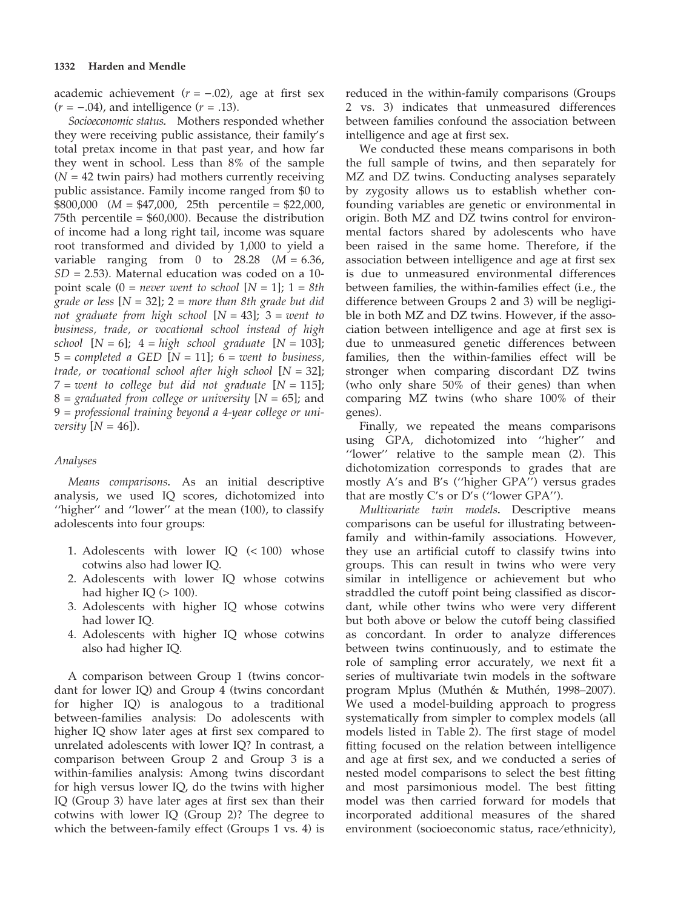academic achievement ($r = -.02$), age at first sex ($r = -.04$), and intelligence ($r = .13$).

*Socioeconomic status*. Mothers responded whether they were receiving public assistance, their family's total pretax income in that past year, and how far they went in school. Less than 8% of the sample ($N = 42$ twin pairs) had mothers currently receiving public assistance. Family income ranged from \$0 to \$800,000 ($M = \$47{,}000$, 25th percentile = \$22,000, 75th percentile = \$60,000). Because the distribution of income had a long right tail, income was square root transformed and divided by 1,000 to yield a variable ranging from 0 to 28.28 ($M = 6.36$, $SD = 2.53$). Maternal education was coded on a 10-point scale (0 = *never went to school* [$N = 1$]; 1 = *8th grade or less* [$N = 32$]; 2 = *more than 8th grade but did not graduate from high school* [$N = 43$]; 3 = *went to business, trade, or vocational school instead of high school* [$N = 6$]; 4 = *high school graduate* [$N = 103$]; 5 = *completed a GED* [$N = 11$]; 6 = *went to business, trade, or vocational school after high school* [$N = 32$]; 7 = *went to college but did not graduate* [$N = 115$]; 8 = *graduated from college or university* [$N = 65$]; and 9 = *professional training beyond a 4-year college or university* [$N = 46$]).

### Analyses

*Means comparisons*. As an initial descriptive analysis, we used IQ scores, dichotomized into "higher" and "lower" at the mean (100), to classify adolescents into four groups:

1. Adolescents with lower IQ (< 100) whose cotwins also had lower IQ.
2. Adolescents with lower IQ whose cotwins had higher IQ (> 100).
3. Adolescents with higher IQ whose cotwins had lower IQ.
4. Adolescents with higher IQ whose cotwins also had higher IQ.

A comparison between Group 1 (twins concordant for lower IQ) and Group 4 (twins concordant for higher IQ) is analogous to a traditional between-families analysis: Do adolescents with higher IQ show later ages at first sex compared to unrelated adolescents with lower IQ? In contrast, a comparison between Group 2 and Group 3 is a within-families analysis: Among twins discordant for high versus lower IQ, do the twins with higher IQ (Group 3) have later ages at first sex than their cotwins with lower IQ (Group 2)? The degree to which the between-family effect (Groups 1 vs. 4) is reduced in the within-family comparisons (Groups 2 vs. 3) indicates that unmeasured differences between families confound the association between intelligence and age at first sex.

We conducted these means comparisons in both the full sample of twins, and then separately for MZ and DZ twins. Conducting analyses separately by zygosity allows us to establish whether confounding variables are genetic or environmental in origin. Both MZ and DZ twins control for environmental factors shared by adolescents who have been raised in the same home. Therefore, if the association between intelligence and age at first sex is due to unmeasured environmental differences between families, the within-families effect (i.e., the difference between Groups 2 and 3) will be negligible in both MZ and DZ twins. However, if the association between intelligence and age at first sex is due to unmeasured genetic differences between families, then the within-families effect will be stronger when comparing discordant DZ twins (who only share 50% of their genes) than when comparing MZ twins (who share 100% of their genes).

Finally, we repeated the means comparisons using GPA, dichotomized into "higher" and "lower" relative to the sample mean (2). This dichotomization corresponds to grades that are mostly A's and B's ("higher GPA") versus grades that are mostly C's or D's ("lower GPA").

*Multivariate twin models*. Descriptive means comparisons can be useful for illustrating between-family and within-family associations. However, they use an artificial cutoff to classify twins into groups. This can result in twins who were very similar in intelligence or achievement but who straddled the cutoff point being classified as discordant, while other twins who were very different but both above or below the cutoff being classified as concordant. In order to analyze differences between twins continuously, and to estimate the role of sampling error accurately, we next fit a series of multivariate twin models in the software program Mplus (Muthén & Muthén, 1998–2007). We used a model-building approach to progress systematically from simpler to complex models (all models listed in Table 2). The first stage of model fitting focused on the relation between intelligence and age at first sex, and we conducted a series of nested model comparisons to select the best fitting and most parsimonious model. The best fitting model was then carried forward for models that incorporated additional measures of the shared environment (socioeconomic status, race/ethnicity),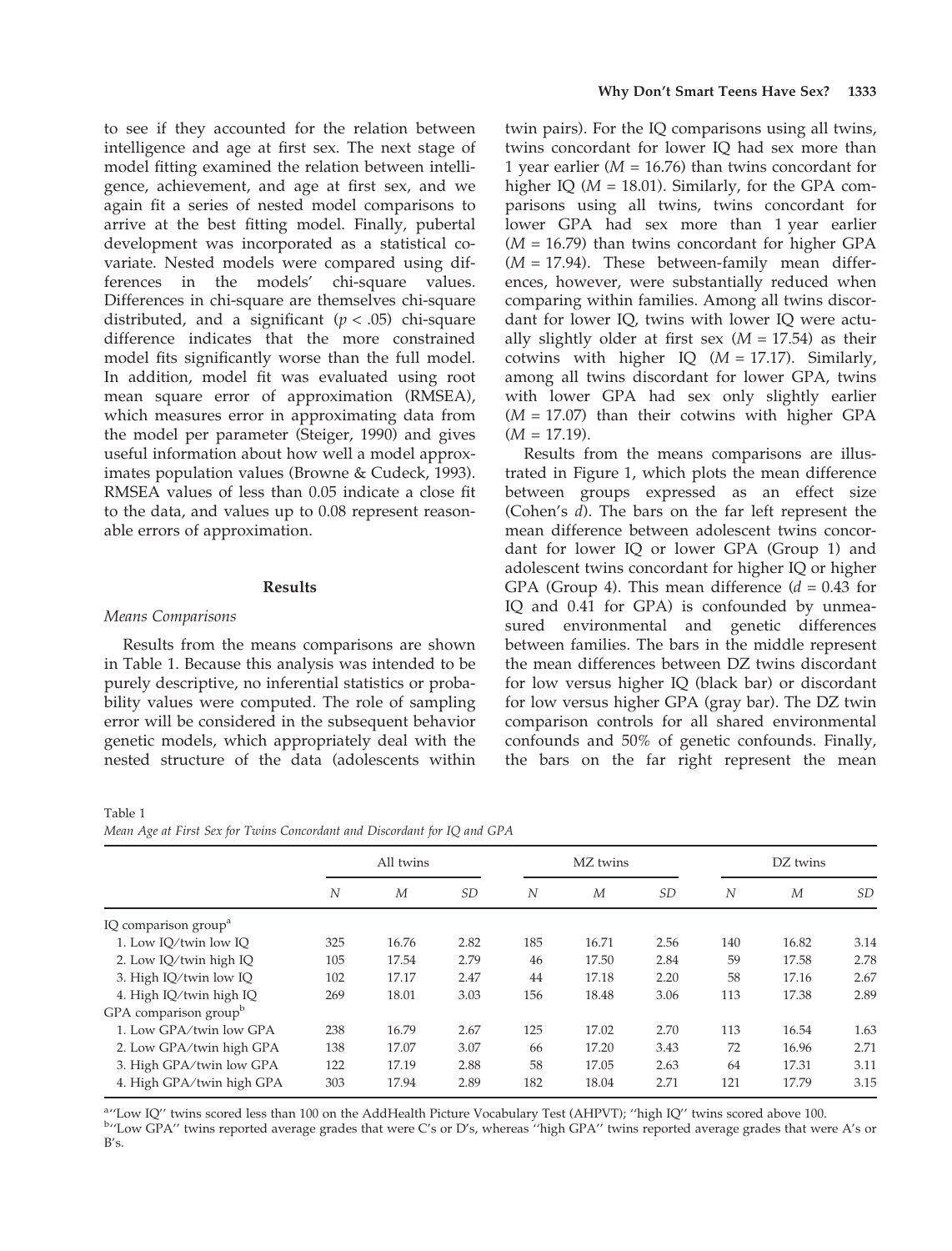to see if they accounted for the relation between intelligence and age at first sex. The next stage of model fitting examined the relation between intelligence, achievement, and age at first sex, and we again fit a series of nested model comparisons to arrive at the best fitting model. Finally, pubertal development was incorporated as a statistical covariate. Nested models were compared using differences in the models' chi-square values. Differences in chi-square are themselves chi-square distributed, and a significant ($p < .05$) chi-square difference indicates that the more constrained model fits significantly worse than the full model. In addition, model fit was evaluated using root mean square error of approximation (RMSEA), which measures error in approximating data from the model per parameter (Steiger, 1990) and gives useful information about how well a model approximates population values (Browne & Cudeck, 1993). RMSEA values of less than 0.05 indicate a close fit to the data, and values up to 0.08 represent reasonable errors of approximation.

## Results

### Means Comparisons

Results from the means comparisons are shown in Table 1. Because this analysis was intended to be purely descriptive, no inferential statistics or probability values were computed. The role of sampling error will be considered in the subsequent behavior genetic models, which appropriately deal with the nested structure of the data (adolescents within twin pairs). For the IQ comparisons using all twins, twins concordant for lower IQ had sex more than 1 year earlier ($M$ = 16.76) than twins concordant for higher IQ ($M$ = 18.01). Similarly, for the GPA comparisons using all twins, twins concordant for lower GPA had sex more than 1 year earlier ($M$ = 16.79) than twins concordant for higher GPA ($M$ = 17.94). These between-family mean differences, however, were substantially reduced when comparing within families. Among all twins discordant for lower IQ, twins with lower IQ were actually slightly older at first sex ($M$ = 17.54) as their cotwins with higher IQ ($M$ = 17.17). Similarly, among all twins discordant for lower GPA, twins with lower GPA had sex only slightly earlier ($M$ = 17.07) than their cotwins with higher GPA ($M$ = 17.19).

Results from the means comparisons are illustrated in Figure 1, which plots the mean difference between groups expressed as an effect size (Cohen's $d$). The bars on the far left represent the mean difference between adolescent twins concordant for lower IQ or lower GPA (Group 1) and adolescent twins concordant for higher IQ or higher GPA (Group 4). This mean difference ($d$ = 0.43 for IQ and 0.41 for GPA) is confounded by unmeasured environmental and genetic differences between families. The bars in the middle represent the mean differences between DZ twins discordant for low versus higher IQ (black bar) or discordant for low versus higher GPA (gray bar). The DZ twin comparison controls for all shared environmental confounds and 50% of genetic confounds. Finally, the bars on the far right represent the mean

Table 1
*Mean Age at First Sex for Twins Concordant and Discordant for IQ and GPA*

| | All twins | | | MZ twins | | | DZ twins | | |
|---|---|---|---|---|---|---|---|---|---|
| | $N$ | $M$ | $SD$ | $N$ | $M$ | $SD$ | $N$ | $M$ | $SD$ |
| IQ comparison group[a] | | | | | | | | | |
| 1. Low IQ/twin low IQ | 325 | 16.76 | 2.82 | 185 | 16.71 | 2.56 | 140 | 16.82 | 3.14 |
| 2. Low IQ/twin high IQ | 105 | 17.54 | 2.79 | 46 | 17.50 | 2.84 | 59 | 17.58 | 2.78 |
| 3. High IQ/twin low IQ | 102 | 17.17 | 2.47 | 44 | 17.18 | 2.20 | 58 | 17.16 | 2.67 |
| 4. High IQ/twin high IQ | 269 | 18.01 | 3.03 | 156 | 18.48 | 3.06 | 113 | 17.38 | 2.89 |
| GPA comparison group[b] | | | | | | | | | |
| 1. Low GPA/twin low GPA | 238 | 16.79 | 2.67 | 125 | 17.02 | 2.70 | 113 | 16.54 | 1.63 |
| 2. Low GPA/twin high GPA | 138 | 17.07 | 3.07 | 66 | 17.20 | 3.43 | 72 | 16.96 | 2.71 |
| 3. High GPA/twin low GPA | 122 | 17.19 | 2.88 | 58 | 17.05 | 2.63 | 64 | 17.31 | 3.11 |
| 4. High GPA/twin high GPA | 303 | 17.94 | 2.89 | 182 | 18.04 | 2.71 | 121 | 17.79 | 3.15 |

[a]''Low IQ'' twins scored less than 100 on the AddHealth Picture Vocabulary Test (AHPVT); ''high IQ'' twins scored above 100.
[b]''Low GPA'' twins reported average grades that were C's or D's, whereas ''high GPA'' twins reported average grades that were A's or B's.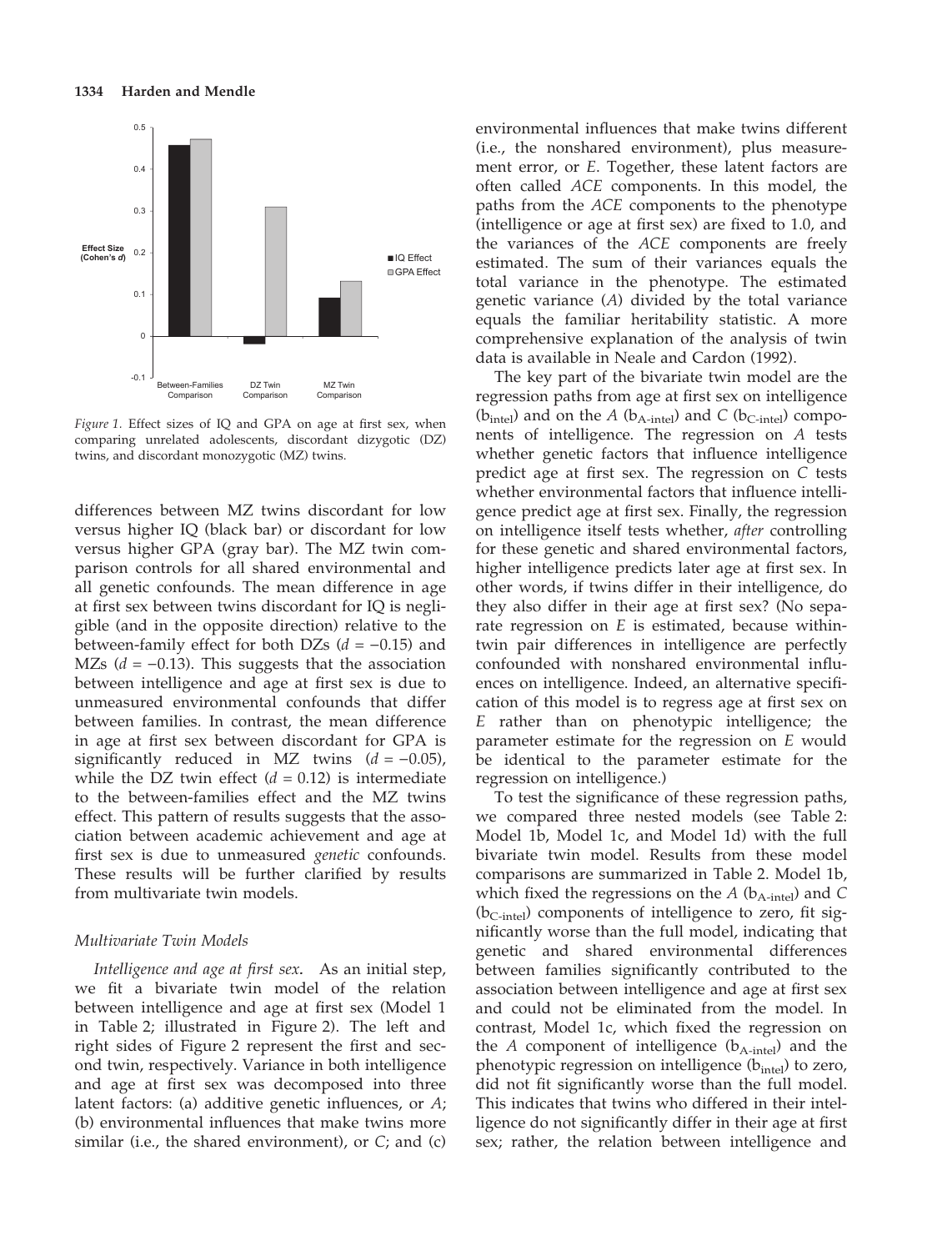Figure 1. Effect sizes of IQ and GPA on age at first sex, when comparing unrelated adolescents, discordant dizygotic (DZ) twins, and discordant monozygotic (MZ) twins.

differences between MZ twins discordant for low versus higher IQ (black bar) or discordant for low versus higher GPA (gray bar). The MZ twin comparison controls for all shared environmental and all genetic confounds. The mean difference in age at first sex between twins discordant for IQ is negligible (and in the opposite direction) relative to the between-family effect for both DZs ($d = -0.15$) and MZs ($d = -0.13$). This suggests that the association between intelligence and age at first sex is due to unmeasured environmental confounds that differ between families. In contrast, the mean difference in age at first sex between discordant for GPA is significantly reduced in MZ twins ($d = -0.05$), while the DZ twin effect ($d = 0.12$) is intermediate to the between-families effect and the MZ twins effect. This pattern of results suggests that the association between academic achievement and age at first sex is due to unmeasured *genetic* confounds. These results will be further clarified by results from multivariate twin models.

### Multivariate Twin Models

*Intelligence and age at first sex*. As an initial step, we fit a bivariate twin model of the relation between intelligence and age at first sex (Model 1 in Table 2; illustrated in Figure 2). The left and right sides of Figure 2 represent the first and second twin, respectively. Variance in both intelligence and age at first sex was decomposed into three latent factors: (a) additive genetic influences, or *A*; (b) environmental influences that make twins more similar (i.e., the shared environment), or *C*; and (c) environmental influences that make twins different (i.e., the nonshared environment), plus measurement error, or *E*. Together, these latent factors are often called *ACE* components. In this model, the paths from the *ACE* components to the phenotype (intelligence or age at first sex) are fixed to 1.0, and the variances of the *ACE* components are freely estimated. The sum of their variances equals the total variance in the phenotype. The estimated genetic variance (*A*) divided by the total variance equals the familiar heritability statistic. A more comprehensive explanation of the analysis of twin data is available in Neale and Cardon (1992).

The key part of the bivariate twin model are the regression paths from age at first sex on intelligence ($b_{intel}$) and on the *A* ($b_{A\text{-}intel}$) and *C* ($b_{C\text{-}intel}$) components of intelligence. The regression on *A* tests whether genetic factors that influence intelligence predict age at first sex. The regression on *C* tests whether environmental factors that influence intelligence predict age at first sex. Finally, the regression on intelligence itself tests whether, *after* controlling for these genetic and shared environmental factors, higher intelligence predicts later age at first sex. In other words, if twins differ in their intelligence, do they also differ in their age at first sex? (No separate regression on *E* is estimated, because within-twin pair differences in intelligence are perfectly confounded with nonshared environmental influences on intelligence. Indeed, an alternative specification of this model is to regress age at first sex on *E* rather than on phenotypic intelligence; the parameter estimate for the regression on *E* would be identical to the parameter estimate for the regression on intelligence.)

To test the significance of these regression paths, we compared three nested models (see Table 2: Model 1b, Model 1c, and Model 1d) with the full bivariate twin model. Results from these model comparisons are summarized in Table 2. Model 1b, which fixed the regressions on the *A* ($b_{A\text{-}intel}$) and *C* ($b_{C\text{-}intel}$) components of intelligence to zero, fit significantly worse than the full model, indicating that genetic and shared environmental differences between families significantly contributed to the association between intelligence and age at first sex and could not be eliminated from the model. In contrast, Model 1c, which fixed the regression on the *A* component of intelligence ($b_{A\text{-}intel}$) and the phenotypic regression on intelligence ($b_{intel}$) to zero, did not fit significantly worse than the full model. This indicates that twins who differed in their intelligence do not significantly differ in their age at first sex; rather, the relation between intelligence and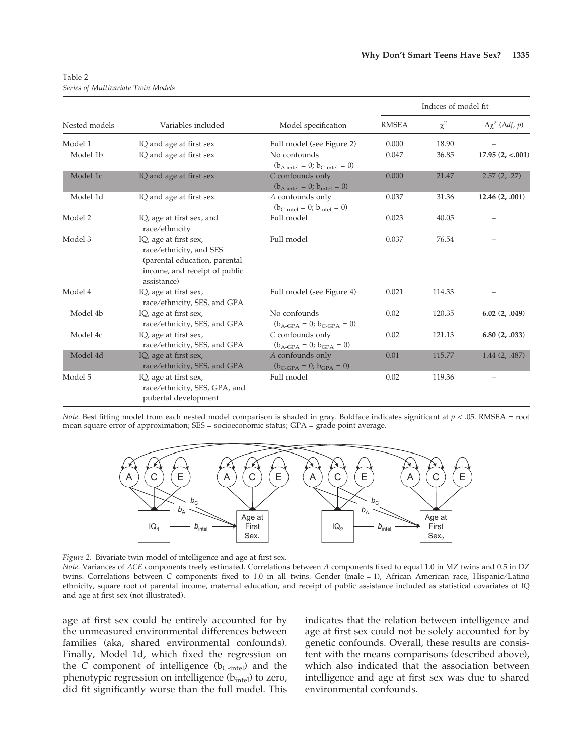Table 2
*Series of Multivariate Twin Models*

| Nested models | Variables included | Model specification | Indices of model fit | | |
|---|---|---|---|---|---|
| | | | RMSEA | $\chi^2$ | $\Delta\chi^2$ ($\Delta df$, $p$) |
| Model 1 | IQ and age at first sex | Full model (see Figure 2) | 0.000 | 18.90 | – |
| Model 1b | IQ and age at first sex | No confounds ($b_{A\text{-intel}} = 0$; $b_{C\text{-intel}} = 0$) | 0.047 | 36.85 | **17.95 (2, <.001)** |
| Model 1c | IQ and age at first sex | *C* confounds only ($b_{A\text{-intel}} = 0$; $b_{intel} = 0$) | 0.000 | 21.47 | 2.57 (2, .27) |
| Model 1d | IQ and age at first sex | *A* confounds only ($b_{C\text{-intel}} = 0$; $b_{intel} = 0$) | 0.037 | 31.36 | **12.46 (2, .001)** |
| Model 2 | IQ, age at first sex, and race/ethnicity | Full model | 0.023 | 40.05 | – |
| Model 3 | IQ, age at first sex, race/ethnicity, and SES (parental education, parental income, and receipt of public assistance) | Full model | 0.037 | 76.54 | – |
| Model 4 | IQ, age at first sex, race/ethnicity, SES, and GPA | Full model (see Figure 4) | 0.021 | 114.33 | – |
| Model 4b | IQ, age at first sex, race/ethnicity, SES, and GPA | No confounds ($b_{A\text{-GPA}} = 0$; $b_{C\text{-GPA}} = 0$) | 0.02 | 120.35 | **6.02 (2, .049)** |
| Model 4c | IQ, age at first sex, race/ethnicity, SES, and GPA | *C* confounds only ($b_{A\text{-GPA}} = 0$; $b_{GPA} = 0$) | 0.02 | 121.13 | **6.80 (2, .033)** |
| Model 4d | IQ, age at first sex, race/ethnicity, SES, and GPA | *A* confounds only ($b_{C\text{-GPA}} = 0$; $b_{GPA} = 0$) | 0.01 | 115.77 | 1.44 (2, .487) |
| Model 5 | IQ, age at first sex, race/ethnicity, SES, GPA, and pubertal development | Full model | 0.02 | 119.36 | – |

*Note.* Best fitting model from each nested model comparison is shaded in gray. Boldface indicates significant at $p < .05$. RMSEA = root mean square error of approximation; SES = socioeconomic status; GPA = grade point average.

*Figure 2.* Bivariate twin model of intelligence and age at first sex.
*Note.* Variances of *ACE* components freely estimated. Correlations between *A* components fixed to equal 1.0 in MZ twins and 0.5 in DZ twins. Correlations between *C* components fixed to 1.0 in all twins. Gender (male = 1), African American race, Hispanic/Latino ethnicity, square root of parental income, maternal education, and receipt of public assistance included as statistical covariates of IQ and age at first sex (not illustrated).

age at first sex could be entirely accounted for by the unmeasured environmental differences between families (aka, shared environmental confounds). Finally, Model 1d, which fixed the regression on the *C* component of intelligence ($b_{C\text{-intel}}$) and the phenotypic regression on intelligence ($b_{intel}$) to zero, did fit significantly worse than the full model. This indicates that the relation between intelligence and age at first sex could not be solely accounted for by genetic confounds. Overall, these results are consistent with the means comparisons (described above), which also indicated that the association between intelligence and age at first sex was due to shared environmental confounds.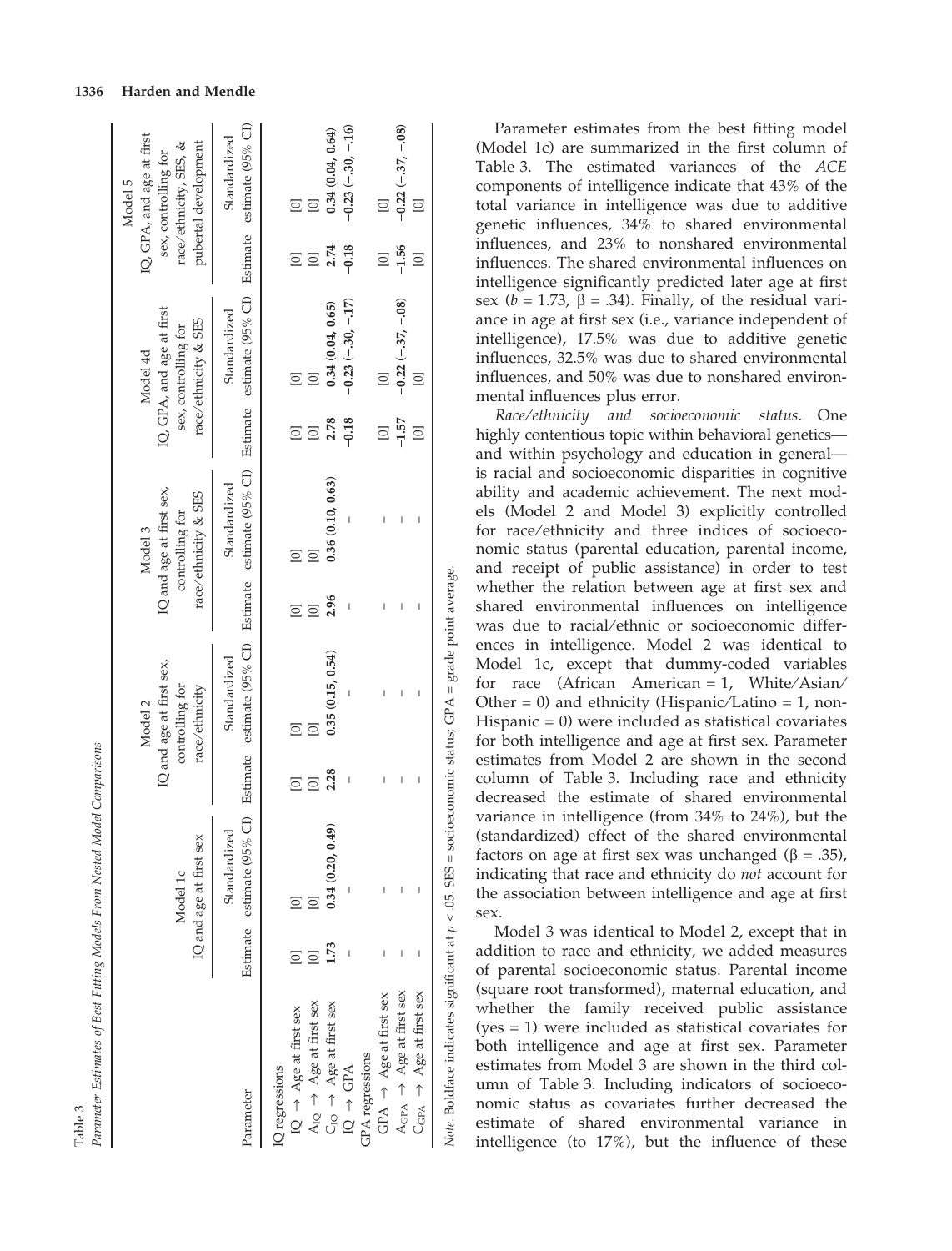Table 3
Parameter Estimates of Best Fitting Models From Nested Model Comparisons

| Parameter | Model 1c IQ and age at first sex | | Model 2 IQ and age at first sex, controlling for race/ethnicity | | Model 3 IQ and age at first sex, controlling for race/ethnicity & SES | | Model 4d IQ, GPA, and age at first sex, controlling for race/ethnicity & SES | | Model 5 IQ, GPA, and age at first sex, controlling for race/ethnicity, SES, & pubertal development | |
|---|---|---|---|---|---|---|---|---|---|---|
| | Estimate | Standardized estimate (95% CI) | Estimate | Standardized estimate (95% CI) | Estimate | Standardized estimate (95% CI) | Estimate | Standardized estimate (95% CI) | Estimate | Standardized estimate (95% CI) |
| IQ regressions | | | | | | | | | | |
| IQ → Age at first sex | [0] | [0] | [0] | [0] | [0] | [0] | [0] | [0] | [0] | [0] |
| $A_{IQ}$ → Age at first sex | [0] | [0] | [0] | [0] | [0] | [0] | [0] | [0] | [0] | [0] |
| $C_{IQ}$ → Age at first sex | **1.73** | **0.34 (0.20, 0.49)** | **2.28** | **0.35 (0.15, 0.54)** | **2.96** | **0.36 (0.10, 0.63)** | **2.78** | **0.34 (0.04, 0.65)** | **2.74** | **0.34 (0.04, 0.64)** |
| IQ → GPA | – | – | – | – | – | – | **−0.18** | **−0.23 (−.30, −.17)** | **−0.18** | **−0.23 (−.30, −.16)** |
| GPA regressions | | | | | | | | | | |
| GPA → Age at first sex | – | – | – | – | – | – | [0] | [0] | [0] | [0] |
| $A_{GPA}$ → Age at first sex | – | – | – | – | – | – | **−1.57** | **−0.22 (−.37, −.08)** | **−1.56** | **−0.22 (−.37, −.08)** |
| $C_{GPA}$ → Age at first sex | – | – | – | – | – | – | [0] | [0] | [0] | [0] |

*Note.* Boldface indicates significant at $p < .05$. SES = socioeconomic status; GPA = grade point average.

Parameter estimates from the best fitting model (Model 1c) are summarized in the first column of Table 3. The estimated variances of the *ACE* components of intelligence indicate that 43% of the total variance in intelligence was due to additive genetic influences, 34% to shared environmental influences, and 23% to nonshared environmental influences. The shared environmental influences on intelligence significantly predicted later age at first sex ($b = 1.73$, $\beta = .34$). Finally, of the residual variance in age at first sex (i.e., variance independent of intelligence), 17.5% was due to additive genetic influences, 32.5% was due to shared environmental influences, and 50% was due to nonshared environmental influences plus error.

*Race/ethnicity and socioeconomic status.* One highly contentious topic within behavioral genetics—and within psychology and education in general—is racial and socioeconomic disparities in cognitive ability and academic achievement. The next models (Model 2 and Model 3) explicitly controlled for race/ethnicity and three indices of socioeconomic status (parental education, parental income, and receipt of public assistance) in order to test whether the relation between age at first sex and shared environmental influences on intelligence was due to racial/ethnic or socioeconomic differences in intelligence. Model 2 was identical to Model 1c, except that dummy-coded variables for race (African American = 1, White/Asian/Other = 0) and ethnicity (Hispanic/Latino = 1, non-Hispanic = 0) were included as statistical covariates for both intelligence and age at first sex. Parameter estimates from Model 2 are shown in the second column of Table 3. Including race and ethnicity decreased the estimate of shared environmental variance in intelligence (from 34% to 24%), but the (standardized) effect of the shared environmental factors on age at first sex was unchanged ($\beta = .35$), indicating that race and ethnicity do *not* account for the association between intelligence and age at first sex.

Model 3 was identical to Model 2, except that in addition to race and ethnicity, we added measures of parental socioeconomic status. Parental income (square root transformed), maternal education, and whether the family received public assistance (yes = 1) were included as statistical covariates for both intelligence and age at first sex. Parameter estimates from Model 3 are shown in the third column of Table 3. Including indicators of socioeconomic status as covariates further decreased the estimate of shared environmental variance in intelligence (to 17%), but the influence of these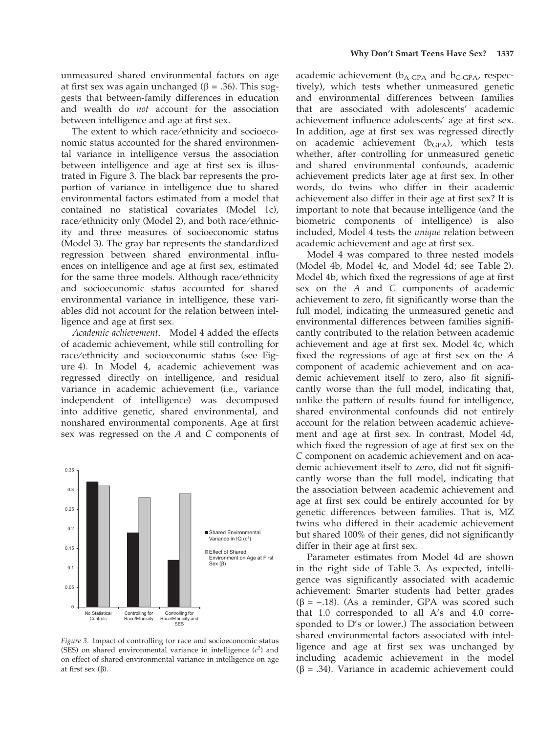unmeasured shared environmental factors on age at first sex was again unchanged (β = .36). This suggests that between-family differences in education and wealth do *not* account for the association between intelligence and age at first sex.

The extent to which race/ethnicity and socioeconomic status accounted for the shared environmental variance in intelligence versus the association between intelligence and age at first sex is illustrated in Figure 3. The black bar represents the proportion of variance in intelligence due to shared environmental factors estimated from a model that contained no statistical covariates (Model 1c), race/ethnicity only (Model 2), and both race/ethnicity and three measures of socioeconomic status (Model 3). The gray bar represents the standardized regression between shared environmental influences on intelligence and age at first sex, estimated for the same three models. Although race/ethnicity and socioeconomic status accounted for shared environmental variance in intelligence, these variables did not account for the relation between intelligence and age at first sex.

*Academic achievement*. Model 4 added the effects of academic achievement, while still controlling for race/ethnicity and socioeconomic status (see Figure 4). In Model 4, academic achievement was regressed directly on intelligence, and residual variance in academic achievement (i.e., variance independent of intelligence) was decomposed into additive genetic, shared environmental, and nonshared environmental components. Age at first sex was regressed on the *A* and *C* components of academic achievement ($b_{A\text{-}GPA}$ and $b_{C\text{-}GPA}$, respectively), which tests whether unmeasured genetic and environmental differences between families that are associated with adolescents' academic achievement influence adolescents' age at first sex. In addition, age at first sex was regressed directly on academic achievement ($b_{GPA}$), which tests whether, after controlling for unmeasured genetic and shared environmental confounds, academic achievement predicts later age at first sex. In other words, do twins who differ in their academic achievement also differ in their age at first sex? It is important to note that because intelligence (and the biometric components of intelligence) is also included, Model 4 tests the *unique* relation between academic achievement and age at first sex.

Model 4 was compared to three nested models (Model 4b, Model 4c, and Model 4d; see Table 2). Model 4b, which fixed the regressions of age at first sex on the *A* and *C* components of academic achievement to zero, fit significantly worse than the full model, indicating the unmeasured genetic and environmental differences between families significantly contributed to the relation between academic achievement and age at first sex. Model 4c, which fixed the regressions of age at first sex on the *A* component of academic achievement and on academic achievement itself to zero, also fit significantly worse than the full model, indicating that, unlike the pattern of results found for intelligence, shared environmental confounds did not entirely account for the relation between academic achievement and age at first sex. In contrast, Model 4d, which fixed the regression of age at first sex on the *C* component on academic achievement and on academic achievement itself to zero, did not fit significantly worse than the full model, indicating that the association between academic achievement and age at first sex could be entirely accounted for by genetic differences between families. That is, MZ twins who differed in their academic achievement but shared 100% of their genes, did not significantly differ in their age at first sex.

Parameter estimates from Model 4d are shown in the right side of Table 3. As expected, intelligence was significantly associated with academic achievement: Smarter students had better grades (β = −.18). (As a reminder, GPA was scored such that 1.0 corresponded to all A's and 4.0 corresponded to D's or lower.) The association between shared environmental factors associated with intelligence and age at first sex was unchanged by including academic achievement in the model (β = .34). Variance in academic achievement could

*Figure 3.* Impact of controlling for race and socioeconomic status (SES) on shared environmental variance in intelligence ($c^2$) and on effect of shared environmental variance in intelligence on age at first sex (β).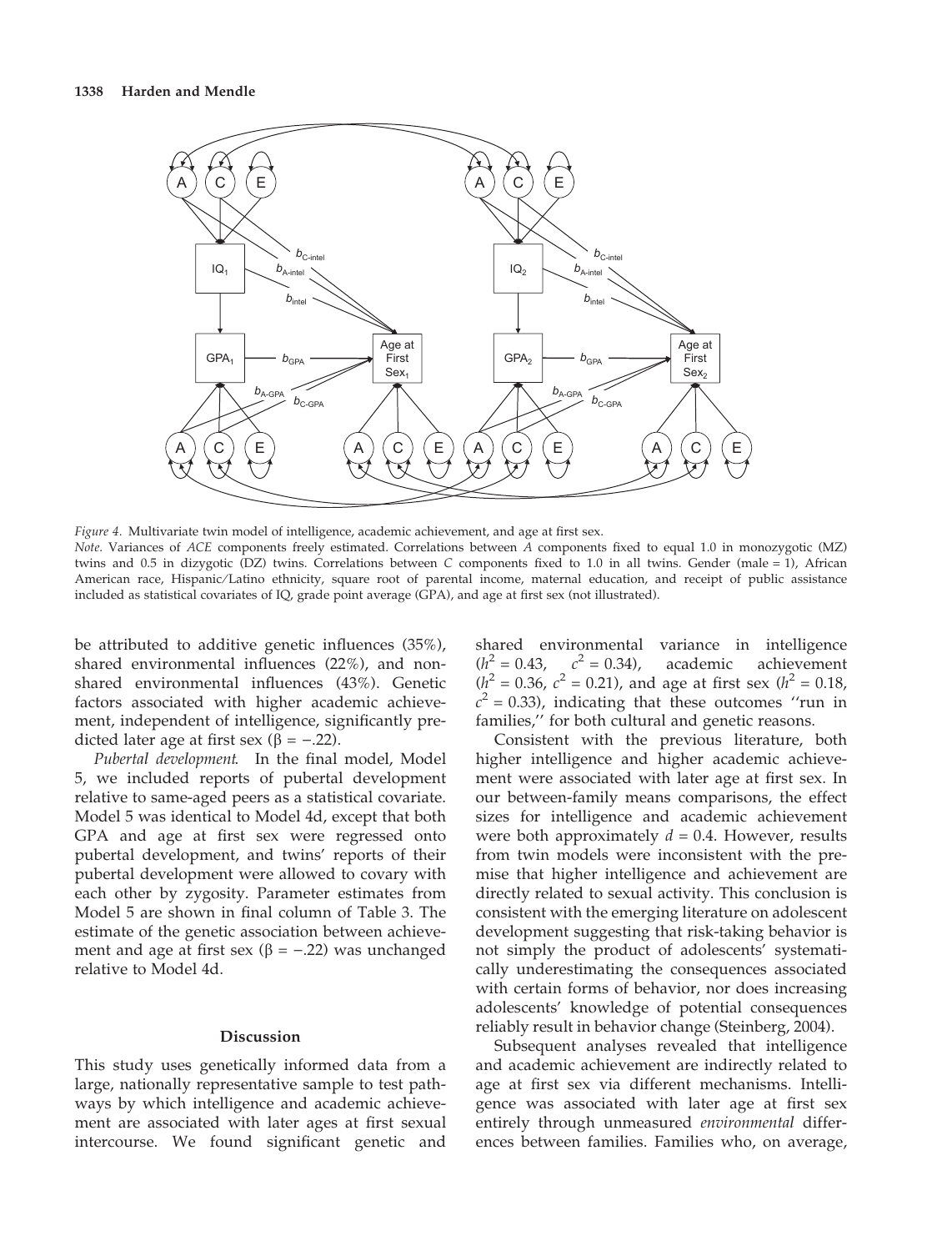*Figure 4.* Multivariate twin model of intelligence, academic achievement, and age at first sex.

*Note.* Variances of *ACE* components freely estimated. Correlations between *A* components fixed to equal 1.0 in monozygotic (MZ) twins and 0.5 in dizygotic (DZ) twins. Correlations between *C* components fixed to 1.0 in all twins. Gender (male = 1), African American race, Hispanic/Latino ethnicity, square root of parental income, maternal education, and receipt of public assistance included as statistical covariates of IQ, grade point average (GPA), and age at first sex (not illustrated).

be attributed to additive genetic influences (35%), shared environmental influences (22%), and nonshared environmental influences (43%). Genetic factors associated with higher academic achievement, independent of intelligence, significantly predicted later age at first sex ($\beta = -.22$).

*Pubertal development*. In the final model, Model 5, we included reports of pubertal development relative to same-aged peers as a statistical covariate. Model 5 was identical to Model 4d, except that both GPA and age at first sex were regressed onto pubertal development, and twins' reports of their pubertal development were allowed to covary with each other by zygosity. Parameter estimates from Model 5 are shown in final column of Table 3. The estimate of the genetic association between achievement and age at first sex ($\beta = -.22$) was unchanged relative to Model 4d.

## Discussion

This study uses genetically informed data from a large, nationally representative sample to test pathways by which intelligence and academic achievement are associated with later ages at first sexual intercourse. We found significant genetic and shared environmental variance in intelligence ($h^2 = 0.43$, $c^2 = 0.34$), academic achievement ($h^2 = 0.36$, $c^2 = 0.21$), and age at first sex ($h^2 = 0.18$, $c^2 = 0.33$), indicating that these outcomes ''run in families,'' for both cultural and genetic reasons.

Consistent with the previous literature, both higher intelligence and higher academic achievement were associated with later age at first sex. In our between-family means comparisons, the effect sizes for intelligence and academic achievement were both approximately $d = 0.4$. However, results from twin models were inconsistent with the premise that higher intelligence and achievement are directly related to sexual activity. This conclusion is consistent with the emerging literature on adolescent development suggesting that risk-taking behavior is not simply the product of adolescents' systematically underestimating the consequences associated with certain forms of behavior, nor does increasing adolescents' knowledge of potential consequences reliably result in behavior change (Steinberg, 2004).

Subsequent analyses revealed that intelligence and academic achievement are indirectly related to age at first sex via different mechanisms. Intelligence was associated with later age at first sex entirely through unmeasured *environmental* differences between families. Families who, on average,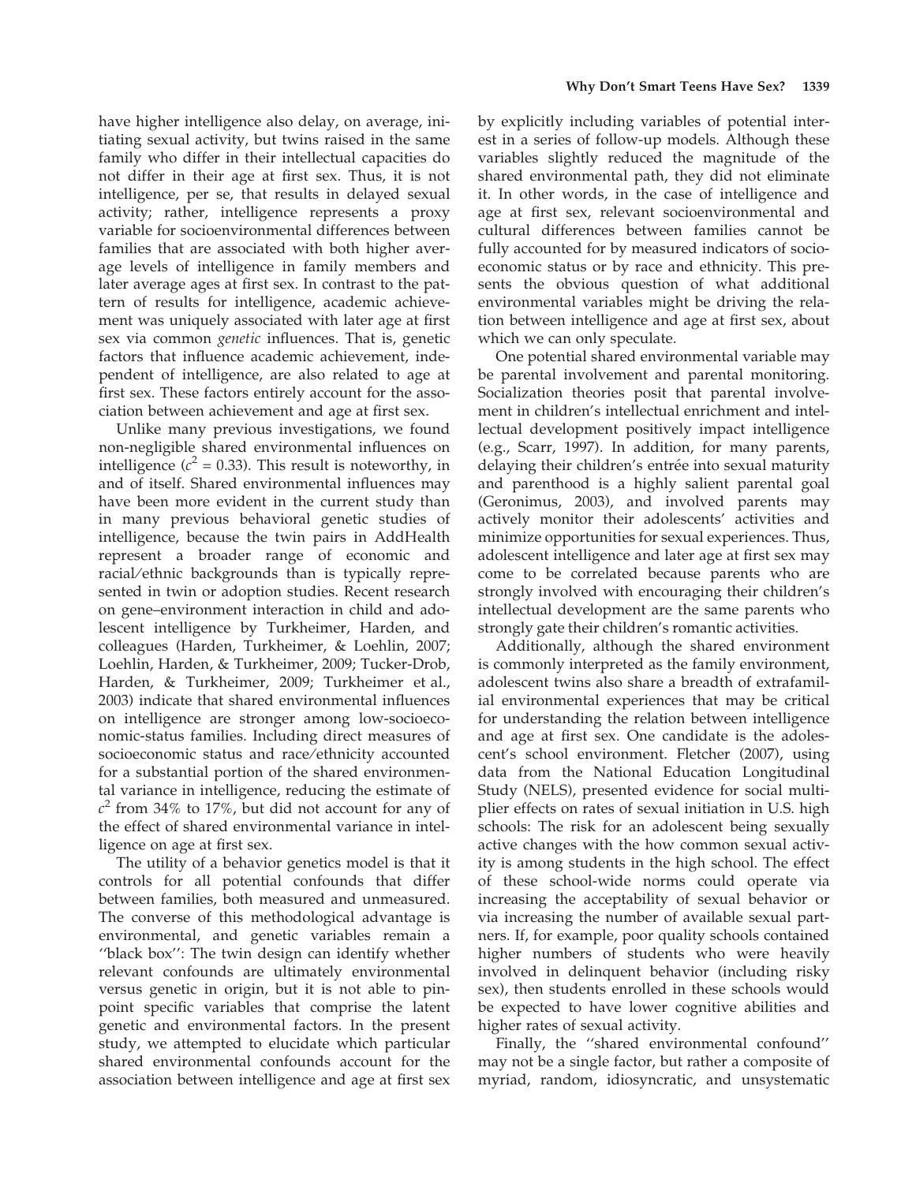have higher intelligence also delay, on average, initiating sexual activity, but twins raised in the same family who differ in their intellectual capacities do not differ in their age at first sex. Thus, it is not intelligence, per se, that results in delayed sexual activity; rather, intelligence represents a proxy variable for socioenvironmental differences between families that are associated with both higher average levels of intelligence in family members and later average ages at first sex. In contrast to the pattern of results for intelligence, academic achievement was uniquely associated with later age at first sex via common *genetic* influences. That is, genetic factors that influence academic achievement, independent of intelligence, are also related to age at first sex. These factors entirely account for the association between achievement and age at first sex.

Unlike many previous investigations, we found non-negligible shared environmental influences on intelligence ($c^2$ = 0.33). This result is noteworthy, in and of itself. Shared environmental influences may have been more evident in the current study than in many previous behavioral genetic studies of intelligence, because the twin pairs in AddHealth represent a broader range of economic and racial/ethnic backgrounds than is typically represented in twin or adoption studies. Recent research on gene–environment interaction in child and adolescent intelligence by Turkheimer, Harden, and colleagues (Harden, Turkheimer, & Loehlin, 2007; Loehlin, Harden, & Turkheimer, 2009; Tucker-Drob, Harden, & Turkheimer, 2009; Turkheimer et al., 2003) indicate that shared environmental influences on intelligence are stronger among low-socioeconomic-status families. Including direct measures of socioeconomic status and race/ethnicity accounted for a substantial portion of the shared environmental variance in intelligence, reducing the estimate of $c^2$ from 34% to 17%, but did not account for any of the effect of shared environmental variance in intelligence on age at first sex.

The utility of a behavior genetics model is that it controls for all potential confounds that differ between families, both measured and unmeasured. The converse of this methodological advantage is environmental, and genetic variables remain a ''black box'': The twin design can identify whether relevant confounds are ultimately environmental versus genetic in origin, but it is not able to pinpoint specific variables that comprise the latent genetic and environmental factors. In the present study, we attempted to elucidate which particular shared environmental confounds account for the association between intelligence and age at first sex by explicitly including variables of potential interest in a series of follow-up models. Although these variables slightly reduced the magnitude of the shared environmental path, they did not eliminate it. In other words, in the case of intelligence and age at first sex, relevant socioenvironmental and cultural differences between families cannot be fully accounted for by measured indicators of socioeconomic status or by race and ethnicity. This presents the obvious question of what additional environmental variables might be driving the relation between intelligence and age at first sex, about which we can only speculate.

One potential shared environmental variable may be parental involvement and parental monitoring. Socialization theories posit that parental involvement in children's intellectual enrichment and intellectual development positively impact intelligence (e.g., Scarr, 1997). In addition, for many parents, delaying their children's entrée into sexual maturity and parenthood is a highly salient parental goal (Geronimus, 2003), and involved parents may actively monitor their adolescents' activities and minimize opportunities for sexual experiences. Thus, adolescent intelligence and later age at first sex may come to be correlated because parents who are strongly involved with encouraging their children's intellectual development are the same parents who strongly gate their children's romantic activities.

Additionally, although the shared environment is commonly interpreted as the family environment, adolescent twins also share a breadth of extrafamilial environmental experiences that may be critical for understanding the relation between intelligence and age at first sex. One candidate is the adolescent's school environment. Fletcher (2007), using data from the National Education Longitudinal Study (NELS), presented evidence for social multiplier effects on rates of sexual initiation in U.S. high schools: The risk for an adolescent being sexually active changes with the how common sexual activity is among students in the high school. The effect of these school-wide norms could operate via increasing the acceptability of sexual behavior or via increasing the number of available sexual partners. If, for example, poor quality schools contained higher numbers of students who were heavily involved in delinquent behavior (including risky sex), then students enrolled in these schools would be expected to have lower cognitive abilities and higher rates of sexual activity.

Finally, the ''shared environmental confound'' may not be a single factor, but rather a composite of myriad, random, idiosyncratic, and unsystematic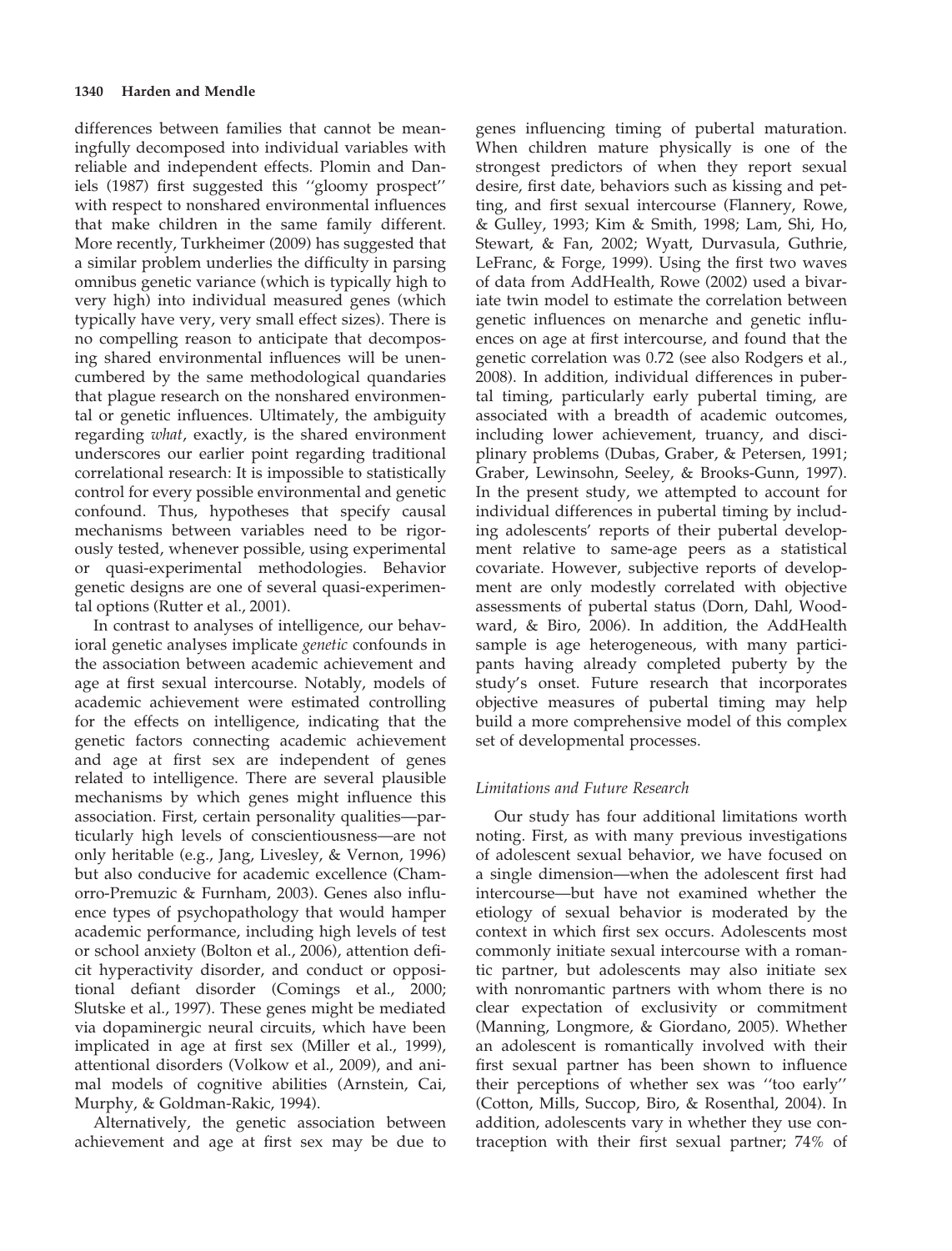differences between families that cannot be meaningfully decomposed into individual variables with reliable and independent effects. Plomin and Daniels (1987) first suggested this ''gloomy prospect'' with respect to nonshared environmental influences that make children in the same family different. More recently, Turkheimer (2009) has suggested that a similar problem underlies the difficulty in parsing omnibus genetic variance (which is typically high to very high) into individual measured genes (which typically have very, very small effect sizes). There is no compelling reason to anticipate that decomposing shared environmental influences will be unencumbered by the same methodological quandaries that plague research on the nonshared environmental or genetic influences. Ultimately, the ambiguity regarding *what*, exactly, is the shared environment underscores our earlier point regarding traditional correlational research: It is impossible to statistically control for every possible environmental and genetic confound. Thus, hypotheses that specify causal mechanisms between variables need to be rigorously tested, whenever possible, using experimental or quasi-experimental methodologies. Behavior genetic designs are one of several quasi-experimental options (Rutter et al., 2001).

In contrast to analyses of intelligence, our behavioral genetic analyses implicate *genetic* confounds in the association between academic achievement and age at first sexual intercourse. Notably, models of academic achievement were estimated controlling for the effects on intelligence, indicating that the genetic factors connecting academic achievement and age at first sex are independent of genes related to intelligence. There are several plausible mechanisms by which genes might influence this association. First, certain personality qualities—particularly high levels of conscientiousness—are not only heritable (e.g., Jang, Livesley, & Vernon, 1996) but also conducive for academic excellence (Chamorro-Premuzic & Furnham, 2003). Genes also influence types of psychopathology that would hamper academic performance, including high levels of test or school anxiety (Bolton et al., 2006), attention deficit hyperactivity disorder, and conduct or oppositional defiant disorder (Comings et al., 2000; Slutske et al., 1997). These genes might be mediated via dopaminergic neural circuits, which have been implicated in age at first sex (Miller et al., 1999), attentional disorders (Volkow et al., 2009), and animal models of cognitive abilities (Arnstein, Cai, Murphy, & Goldman-Rakic, 1994).

Alternatively, the genetic association between achievement and age at first sex may be due to genes influencing timing of pubertal maturation. When children mature physically is one of the strongest predictors of when they report sexual desire, first date, behaviors such as kissing and petting, and first sexual intercourse (Flannery, Rowe, & Gulley, 1993; Kim & Smith, 1998; Lam, Shi, Ho, Stewart, & Fan, 2002; Wyatt, Durvasula, Guthrie, LeFranc, & Forge, 1999). Using the first two waves of data from AddHealth, Rowe (2002) used a bivariate twin model to estimate the correlation between genetic influences on menarche and genetic influences on age at first intercourse, and found that the genetic correlation was 0.72 (see also Rodgers et al., 2008). In addition, individual differences in pubertal timing, particularly early pubertal timing, are associated with a breadth of academic outcomes, including lower achievement, truancy, and disciplinary problems (Dubas, Graber, & Petersen, 1991; Graber, Lewinsohn, Seeley, & Brooks-Gunn, 1997). In the present study, we attempted to account for individual differences in pubertal timing by including adolescents' reports of their pubertal development relative to same-age peers as a statistical covariate. However, subjective reports of development are only modestly correlated with objective assessments of pubertal status (Dorn, Dahl, Woodward, & Biro, 2006). In addition, the AddHealth sample is age heterogeneous, with many participants having already completed puberty by the study's onset. Future research that incorporates objective measures of pubertal timing may help build a more comprehensive model of this complex set of developmental processes.

### *Limitations and Future Research*

Our study has four additional limitations worth noting. First, as with many previous investigations of adolescent sexual behavior, we have focused on a single dimension—when the adolescent first had intercourse—but have not examined whether the etiology of sexual behavior is moderated by the context in which first sex occurs. Adolescents most commonly initiate sexual intercourse with a romantic partner, but adolescents may also initiate sex with nonromantic partners with whom there is no clear expectation of exclusivity or commitment (Manning, Longmore, & Giordano, 2005). Whether an adolescent is romantically involved with their first sexual partner has been shown to influence their perceptions of whether sex was ''too early'' (Cotton, Mills, Succop, Biro, & Rosenthal, 2004). In addition, adolescents vary in whether they use contraception with their first sexual partner; 74% of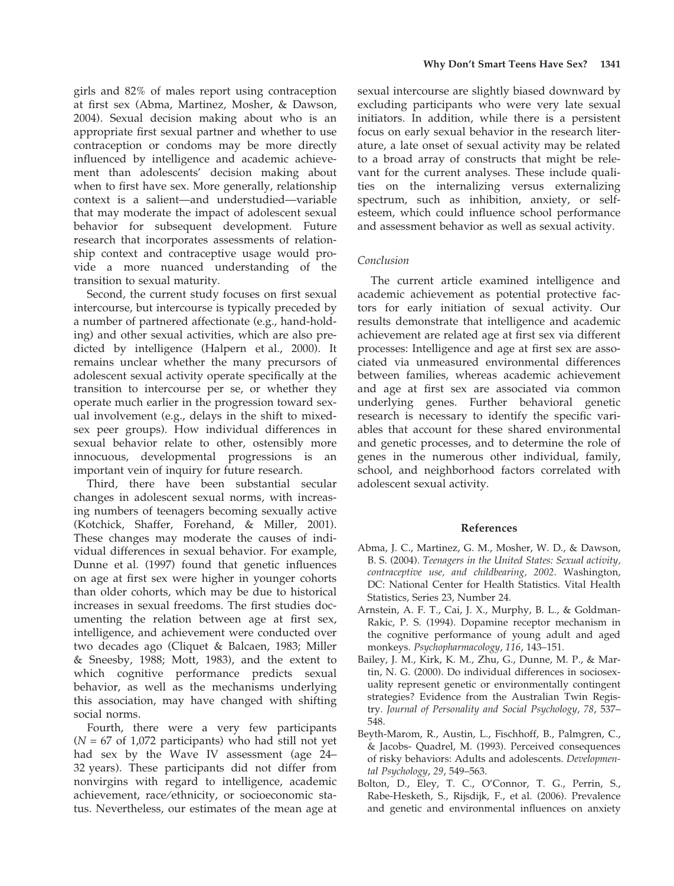girls and 82% of males report using contraception at first sex (Abma, Martinez, Mosher, & Dawson, 2004). Sexual decision making about who is an appropriate first sexual partner and whether to use contraception or condoms may be more directly influenced by intelligence and academic achievement than adolescents' decision making about when to first have sex. More generally, relationship context is a salient—and understudied—variable that may moderate the impact of adolescent sexual behavior for subsequent development. Future research that incorporates assessments of relationship context and contraceptive usage would provide a more nuanced understanding of the transition to sexual maturity.

Second, the current study focuses on first sexual intercourse, but intercourse is typically preceded by a number of partnered affectionate (e.g., hand-holding) and other sexual activities, which are also predicted by intelligence (Halpern et al., 2000). It remains unclear whether the many precursors of adolescent sexual activity operate specifically at the transition to intercourse per se, or whether they operate much earlier in the progression toward sexual involvement (e.g., delays in the shift to mixed-sex peer groups). How individual differences in sexual behavior relate to other, ostensibly more innocuous, developmental progressions is an important vein of inquiry for future research.

Third, there have been substantial secular changes in adolescent sexual norms, with increasing numbers of teenagers becoming sexually active (Kotchick, Shaffer, Forehand, & Miller, 2001). These changes may moderate the causes of individual differences in sexual behavior. For example, Dunne et al. (1997) found that genetic influences on age at first sex were higher in younger cohorts than older cohorts, which may be due to historical increases in sexual freedoms. The first studies documenting the relation between age at first sex, intelligence, and achievement were conducted over two decades ago (Cliquet & Balcaen, 1983; Miller & Sneesby, 1988; Mott, 1983), and the extent to which cognitive performance predicts sexual behavior, as well as the mechanisms underlying this association, may have changed with shifting social norms.

Fourth, there were a very few participants ($N$ = 67 of 1,072 participants) who had still not yet had sex by the Wave IV assessment (age 24–32 years). These participants did not differ from nonvirgins with regard to intelligence, academic achievement, race/ethnicity, or socioeconomic status. Nevertheless, our estimates of the mean age at sexual intercourse are slightly biased downward by excluding participants who were very late sexual initiators. In addition, while there is a persistent focus on early sexual behavior in the research literature, a late onset of sexual activity may be related to a broad array of constructs that might be relevant for the current analyses. These include qualities on the internalizing versus externalizing spectrum, such as inhibition, anxiety, or self-esteem, which could influence school performance and assessment behavior as well as sexual activity.

### *Conclusion*

The current article examined intelligence and academic achievement as potential protective factors for early initiation of sexual activity. Our results demonstrate that intelligence and academic achievement are related age at first sex via different processes: Intelligence and age at first sex are associated via unmeasured environmental differences between families, whereas academic achievement and age at first sex are associated via common underlying genes. Further behavioral genetic research is necessary to identify the specific variables that account for these shared environmental and genetic processes, and to determine the role of genes in the numerous other individual, family, school, and neighborhood factors correlated with adolescent sexual activity.

## References

Abma, J. C., Martinez, G. M., Mosher, W. D., & Dawson, B. S. (2004). *Teenagers in the United States: Sexual activity, contraceptive use, and childbearing, 2002*. Washington, DC: National Center for Health Statistics. Vital Health Statistics, Series 23, Number 24.

Arnstein, A. F. T., Cai, J. X., Murphy, B. L., & Goldman-Rakic, P. S. (1994). Dopamine receptor mechanism in the cognitive performance of young adult and aged monkeys. *Psychopharmacology*, *116*, 143–151.

Bailey, J. M., Kirk, K. M., Zhu, G., Dunne, M. P., & Martin, N. G. (2000). Do individual differences in sociosexuality represent genetic or environmentally contingent strategies? Evidence from the Australian Twin Registry. *Journal of Personality and Social Psychology*, *78*, 537–548.

Beyth-Marom, R., Austin, L., Fischhoff, B., Palmgren, C., & Jacobs- Quadrel, M. (1993). Perceived consequences of risky behaviors: Adults and adolescents. *Developmental Psychology*, *29*, 549–563.

Bolton, D., Eley, T. C., O'Connor, T. G., Perrin, S., Rabe-Hesketh, S., Rijsdijk, F., et al. (2006). Prevalence and genetic and environmental influences on anxiety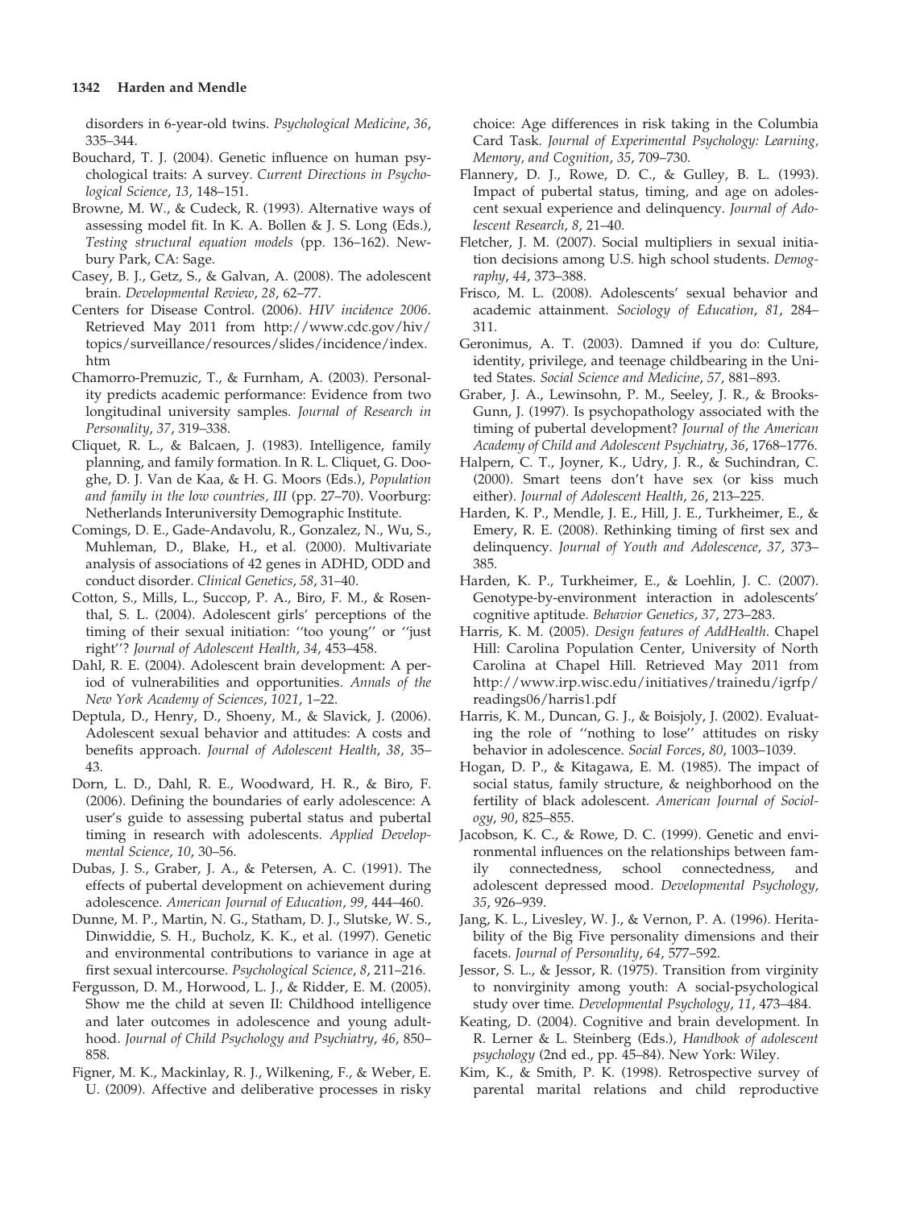disorders in 6-year-old twins. *Psychological Medicine*, *36*, 335–344.

Bouchard, T. J. (2004). Genetic influence on human psychological traits: A survey. *Current Directions in Psychological Science*, *13*, 148–151.

Browne, M. W., & Cudeck, R. (1993). Alternative ways of assessing model fit. In K. A. Bollen & J. S. Long (Eds.), *Testing structural equation models* (pp. 136–162). Newbury Park, CA: Sage.

Casey, B. J., Getz, S., & Galvan, A. (2008). The adolescent brain. *Developmental Review*, *28*, 62–77.

Centers for Disease Control. (2006). *HIV incidence 2006*. Retrieved May 2011 from http://www.cdc.gov/hiv/topics/surveillance/resources/slides/incidence/index.htm

Chamorro-Premuzic, T., & Furnham, A. (2003). Personality predicts academic performance: Evidence from two longitudinal university samples. *Journal of Research in Personality*, *37*, 319–338.

Cliquet, R. L., & Balcaen, J. (1983). Intelligence, family planning, and family formation. In R. L. Cliquet, G. Dooghe, D. J. Van de Kaa, & H. G. Moors (Eds.), *Population and family in the low countries, III* (pp. 27–70). Voorburg: Netherlands Interuniversity Demographic Institute.

Comings, D. E., Gade-Andavolu, R., Gonzalez, N., Wu, S., Muhleman, D., Blake, H., et al. (2000). Multivariate analysis of associations of 42 genes in ADHD, ODD and conduct disorder. *Clinical Genetics*, *58*, 31–40.

Cotton, S., Mills, L., Succop, P. A., Biro, F. M., & Rosenthal, S. L. (2004). Adolescent girls' perceptions of the timing of their sexual initiation: ''too young'' or ''just right''? *Journal of Adolescent Health*, *34*, 453–458.

Dahl, R. E. (2004). Adolescent brain development: A period of vulnerabilities and opportunities. *Annals of the New York Academy of Sciences*, *1021*, 1–22.

Deptula, D., Henry, D., Shoeny, M., & Slavick, J. (2006). Adolescent sexual behavior and attitudes: A costs and benefits approach. *Journal of Adolescent Health*, *38*, 35–43.

Dorn, L. D., Dahl, R. E., Woodward, H. R., & Biro, F. (2006). Defining the boundaries of early adolescence: A user's guide to assessing pubertal status and pubertal timing in research with adolescents. *Applied Developmental Science*, *10*, 30–56.

Dubas, J. S., Graber, J. A., & Petersen, A. C. (1991). The effects of pubertal development on achievement during adolescence. *American Journal of Education*, *99*, 444–460.

Dunne, M. P., Martin, N. G., Statham, D. J., Slutske, W. S., Dinwiddie, S. H., Bucholz, K. K., et al. (1997). Genetic and environmental contributions to variance in age at first sexual intercourse. *Psychological Science*, *8*, 211–216.

Fergusson, D. M., Horwood, L. J., & Ridder, E. M. (2005). Show me the child at seven II: Childhood intelligence and later outcomes in adolescence and young adulthood. *Journal of Child Psychology and Psychiatry*, *46*, 850–858.

Figner, M. K., Mackinlay, R. J., Wilkening, F., & Weber, E. U. (2009). Affective and deliberative processes in risky choice: Age differences in risk taking in the Columbia Card Task. *Journal of Experimental Psychology: Learning, Memory, and Cognition*, *35*, 709–730.

Flannery, D. J., Rowe, D. C., & Gulley, B. L. (1993). Impact of pubertal status, timing, and age on adolescent sexual experience and delinquency. *Journal of Adolescent Research*, *8*, 21–40.

Fletcher, J. M. (2007). Social multipliers in sexual initiation decisions among U.S. high school students. *Demography*, *44*, 373–388.

Frisco, M. L. (2008). Adolescents' sexual behavior and academic attainment. *Sociology of Education*, *81*, 284–311.

Geronimus, A. T. (2003). Damned if you do: Culture, identity, privilege, and teenage childbearing in the United States. *Social Science and Medicine*, *57*, 881–893.

Graber, J. A., Lewinsohn, P. M., Seeley, J. R., & Brooks-Gunn, J. (1997). Is psychopathology associated with the timing of pubertal development? *Journal of the American Academy of Child and Adolescent Psychiatry*, *36*, 1768–1776.

Halpern, C. T., Joyner, K., Udry, J. R., & Suchindran, C. (2000). Smart teens don't have sex (or kiss much either). *Journal of Adolescent Health*, *26*, 213–225.

Harden, K. P., Mendle, J. E., Hill, J. E., Turkheimer, E., & Emery, R. E. (2008). Rethinking timing of first sex and delinquency. *Journal of Youth and Adolescence*, *37*, 373–385.

Harden, K. P., Turkheimer, E., & Loehlin, J. C. (2007). Genotype-by-environment interaction in adolescents' cognitive aptitude. *Behavior Genetics*, *37*, 273–283.

Harris, K. M. (2005). *Design features of AddHealth*. Chapel Hill: Carolina Population Center, University of North Carolina at Chapel Hill. Retrieved May 2011 from http://www.irp.wisc.edu/initiatives/trainedu/igrfp/readings06/harris1.pdf

Harris, K. M., Duncan, G. J., & Boisjoly, J. (2002). Evaluating the role of ''nothing to lose'' attitudes on risky behavior in adolescence. *Social Forces*, *80*, 1003–1039.

Hogan, D. P., & Kitagawa, E. M. (1985). The impact of social status, family structure, & neighborhood on the fertility of black adolescent. *American Journal of Sociology*, *90*, 825–855.

Jacobson, K. C., & Rowe, D. C. (1999). Genetic and environmental influences on the relationships between family connectedness, school connectedness, and adolescent depressed mood. *Developmental Psychology*, *35*, 926–939.

Jang, K. L., Livesley, W. J., & Vernon, P. A. (1996). Heritability of the Big Five personality dimensions and their facets. *Journal of Personality*, *64*, 577–592.

Jessor, S. L., & Jessor, R. (1975). Transition from virginity to nonvirginity among youth: A social-psychological study over time. *Developmental Psychology*, *11*, 473–484.

Keating, D. (2004). Cognitive and brain development. In R. Lerner & L. Steinberg (Eds.), *Handbook of adolescent psychology* (2nd ed., pp. 45–84). New York: Wiley.

Kim, K., & Smith, P. K. (1998). Retrospective survey of parental marital relations and child reproductive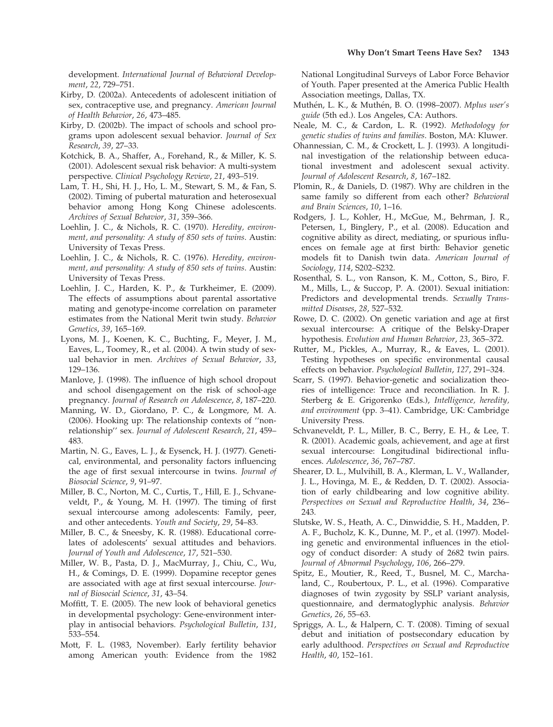development. *International Journal of Behavioral Development*, *22*, 729–751.

Kirby, D. (2002a). Antecedents of adolescent initiation of sex, contraceptive use, and pregnancy. *American Journal of Health Behavior*, *26*, 473–485.

Kirby, D. (2002b). The impact of schools and school programs upon adolescent sexual behavior. *Journal of Sex Research*, *39*, 27–33.

Kotchick, B. A., Shaffer, A., Forehand, R., & Miller, K. S. (2001). Adolescent sexual risk behavior: A multi-system perspective. *Clinical Psychology Review*, *21*, 493–519.

Lam, T. H., Shi, H. J., Ho, L. M., Stewart, S. M., & Fan, S. (2002). Timing of pubertal maturation and heterosexual behavior among Hong Kong Chinese adolescents. *Archives of Sexual Behavior*, *31*, 359–366.

Loehlin, J. C., & Nichols, R. C. (1970). *Heredity, environment, and personality: A study of 850 sets of twins*. Austin: University of Texas Press.

Loehlin, J. C., & Nichols, R. C. (1976). *Heredity, environment, and personality: A study of 850 sets of twins*. Austin: University of Texas Press.

Loehlin, J. C., Harden, K. P., & Turkheimer, E. (2009). The effects of assumptions about parental assortative mating and genotype-income correlation on parameter estimates from the National Merit twin study. *Behavior Genetics*, *39*, 165–169.

Lyons, M. J., Koenen, K. C., Buchting, F., Meyer, J. M., Eaves, L., Toomey, R., et al. (2004). A twin study of sexual behavior in men. *Archives of Sexual Behavior*, *33*, 129–136.

Manlove, J. (1998). The influence of high school dropout and school disengagement on the risk of school-age pregnancy. *Journal of Research on Adolescence*, *8*, 187–220.

Manning, W. D., Giordano, P. C., & Longmore, M. A. (2006). Hooking up: The relationship contexts of ''nonrelationship'' sex. *Journal of Adolescent Research*, *21*, 459–483.

Martin, N. G., Eaves, L. J., & Eysenck, H. J. (1977). Genetical, environmental, and personality factors influencing the age of first sexual intercourse in twins. *Journal of Biosocial Science*, *9*, 91–97.

Miller, B. C., Norton, M. C., Curtis, T., Hill, E. J., Schvaneveldt, P., & Young, M. H. (1997). The timing of first sexual intercourse among adolescents: Family, peer, and other antecedents. *Youth and Society*, *29*, 54–83.

Miller, B. C., & Sneesby, K. R. (1988). Educational correlates of adolescents' sexual attitudes and behaviors. *Journal of Youth and Adolescence*, *17*, 521–530.

Miller, W. B., Pasta, D. J., MacMurray, J., Chiu, C., Wu, H., & Comings, D. E. (1999). Dopamine receptor genes are associated with age at first sexual intercourse. *Journal of Biosocial Science*, *31*, 43–54.

Moffitt, T. E. (2005). The new look of behavioral genetics in developmental psychology: Gene-environment interplay in antisocial behaviors. *Psychological Bulletin*, *131*, 533–554.

Mott, F. L. (1983, November). Early fertility behavior among American youth: Evidence from the 1982 National Longitudinal Surveys of Labor Force Behavior of Youth. Paper presented at the America Public Health Association meetings, Dallas, TX.

Muthén, L. K., & Muthén, B. O. (1998–2007). *Mplus user's guide* (5th ed.). Los Angeles, CA: Authors.

Neale, M. C., & Cardon, L. R. (1992). *Methodology for genetic studies of twins and families*. Boston, MA: Kluwer.

Ohannessian, C. M., & Crockett, L. J. (1993). A longitudinal investigation of the relationship between educational investment and adolescent sexual activity. *Journal of Adolescent Research*, *8*, 167–182.

Plomin, R., & Daniels, D. (1987). Why are children in the same family so different from each other? *Behavioral and Brain Sciences*, *10*, 1–16.

Rodgers, J. L., Kohler, H., McGue, M., Behrman, J. R., Petersen, I., Binglery, P., et al. (2008). Education and cognitive ability as direct, mediating, or spurious influences on female age at first birth: Behavior genetic models fit to Danish twin data. *American Journal of Sociology*, *114*, S202–S232.

Rosenthal, S. L., von Ranson, K. M., Cotton, S., Biro, F. M., Mills, L., & Succop, P. A. (2001). Sexual initiation: Predictors and developmental trends. *Sexually Transmitted Diseases*, *28*, 527–532.

Rowe, D. C. (2002). On genetic variation and age at first sexual intercourse: A critique of the Belsky-Draper hypothesis. *Evolution and Human Behavior*, *23*, 365–372.

Rutter, M., Pickles, A., Murray, R., & Eaves, L. (2001). Testing hypotheses on specific environmental causal effects on behavior. *Psychological Bulletin*, *127*, 291–324.

Scarr, S. (1997). Behavior-genetic and socialization theories of intelligence: Truce and reconciliation. In R. J. Sterberg & E. Grigorenko (Eds.), *Intelligence, heredity, and environment* (pp. 3–41). Cambridge, UK: Cambridge University Press.

Schvaneveldt, P. L., Miller, B. C., Berry, E. H., & Lee, T. R. (2001). Academic goals, achievement, and age at first sexual intercourse: Longitudinal bidirectional influences. *Adolescence*, *36*, 767–787.

Shearer, D. L., Mulvihill, B. A., Klerman, L. V., Wallander, J. L., Hovinga, M. E., & Redden, D. T. (2002). Association of early childbearing and low cognitive ability. *Perspectives on Sexual and Reproductive Health*, *34*, 236–243.

Slutske, W. S., Heath, A. C., Dinwiddie, S. H., Madden, P. A. F., Bucholz, K. K., Dunne, M. P., et al. (1997). Modeling genetic and environmental influences in the etiology of conduct disorder: A study of 2682 twin pairs. *Journal of Abnormal Psychology*, *106*, 266–279.

Spitz, E., Moutier, R., Reed, T., Busnel, M. C., Marchaland, C., Roubertoux, P. L., et al. (1996). Comparative diagnoses of twin zygosity by SSLP variant analysis, questionnaire, and dermatoglyphic analysis. *Behavior Genetics*, *26*, 55–63.

Spriggs, A. L., & Halpern, C. T. (2008). Timing of sexual debut and initiation of postsecondary education by early adulthood. *Perspectives on Sexual and Reproductive Health*, *40*, 152–161.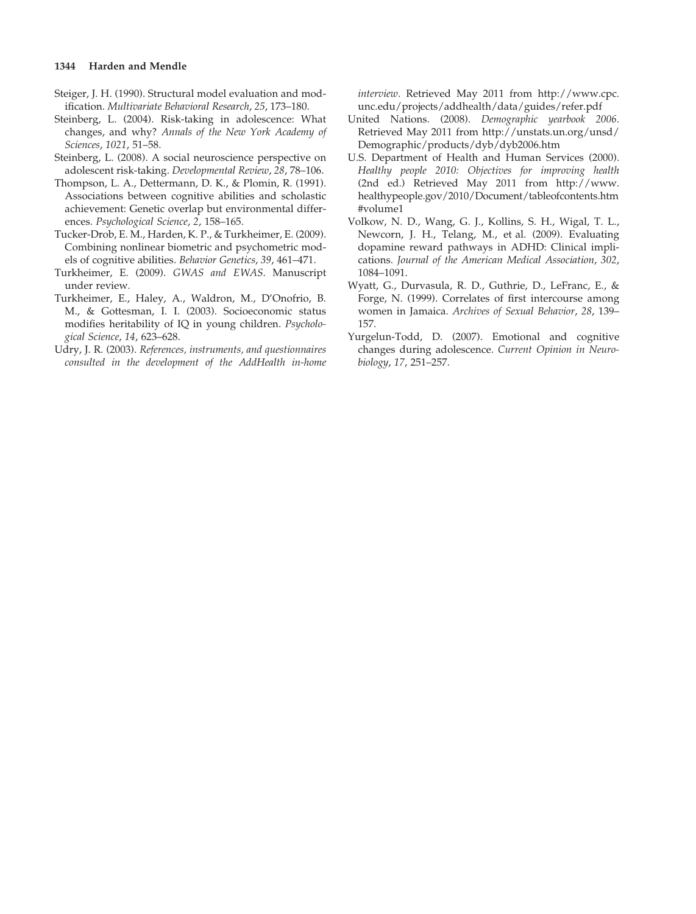Steiger, J. H. (1990). Structural model evaluation and modification. *Multivariate Behavioral Research*, *25*, 173–180.

Steinberg, L. (2004). Risk-taking in adolescence: What changes, and why? *Annals of the New York Academy of Sciences*, *1021*, 51–58.

Steinberg, L. (2008). A social neuroscience perspective on adolescent risk-taking. *Developmental Review*, *28*, 78–106.

Thompson, L. A., Dettermann, D. K., & Plomin, R. (1991). Associations between cognitive abilities and scholastic achievement: Genetic overlap but environmental differences. *Psychological Science*, *2*, 158–165.

Tucker-Drob, E. M., Harden, K. P., & Turkheimer, E. (2009). Combining nonlinear biometric and psychometric models of cognitive abilities. *Behavior Genetics*, *39*, 461–471.

Turkheimer, E. (2009). *GWAS and EWAS*. Manuscript under review.

Turkheimer, E., Haley, A., Waldron, M., D'Onofrio, B. M., & Gottesman, I. I. (2003). Socioeconomic status modifies heritability of IQ in young children. *Psychological Science*, *14*, 623–628.

Udry, J. R. (2003). *References, instruments, and questionnaires consulted in the development of the AddHealth in-home interview*. Retrieved May 2011 from http://www.cpc.unc.edu/projects/addhealth/data/guides/refer.pdf

United Nations. (2008). *Demographic yearbook 2006*. Retrieved May 2011 from http://unstats.un.org/unsd/Demographic/products/dyb/dyb2006.htm

U.S. Department of Health and Human Services (2000). *Healthy people 2010: Objectives for improving health* (2nd ed.) Retrieved May 2011 from http://www.healthypeople.gov/2010/Document/tableofcontents.htm#volume1

Volkow, N. D., Wang, G. J., Kollins, S. H., Wigal, T. L., Newcorn, J. H., Telang, M., et al. (2009). Evaluating dopamine reward pathways in ADHD: Clinical implications. *Journal of the American Medical Association*, *302*, 1084–1091.

Wyatt, G., Durvasula, R. D., Guthrie, D., LeFranc, E., & Forge, N. (1999). Correlates of first intercourse among women in Jamaica. *Archives of Sexual Behavior*, *28*, 139–157.

Yurgelun-Todd, D. (2007). Emotional and cognitive changes during adolescence. *Current Opinion in Neurobiology*, *17*, 251–257.